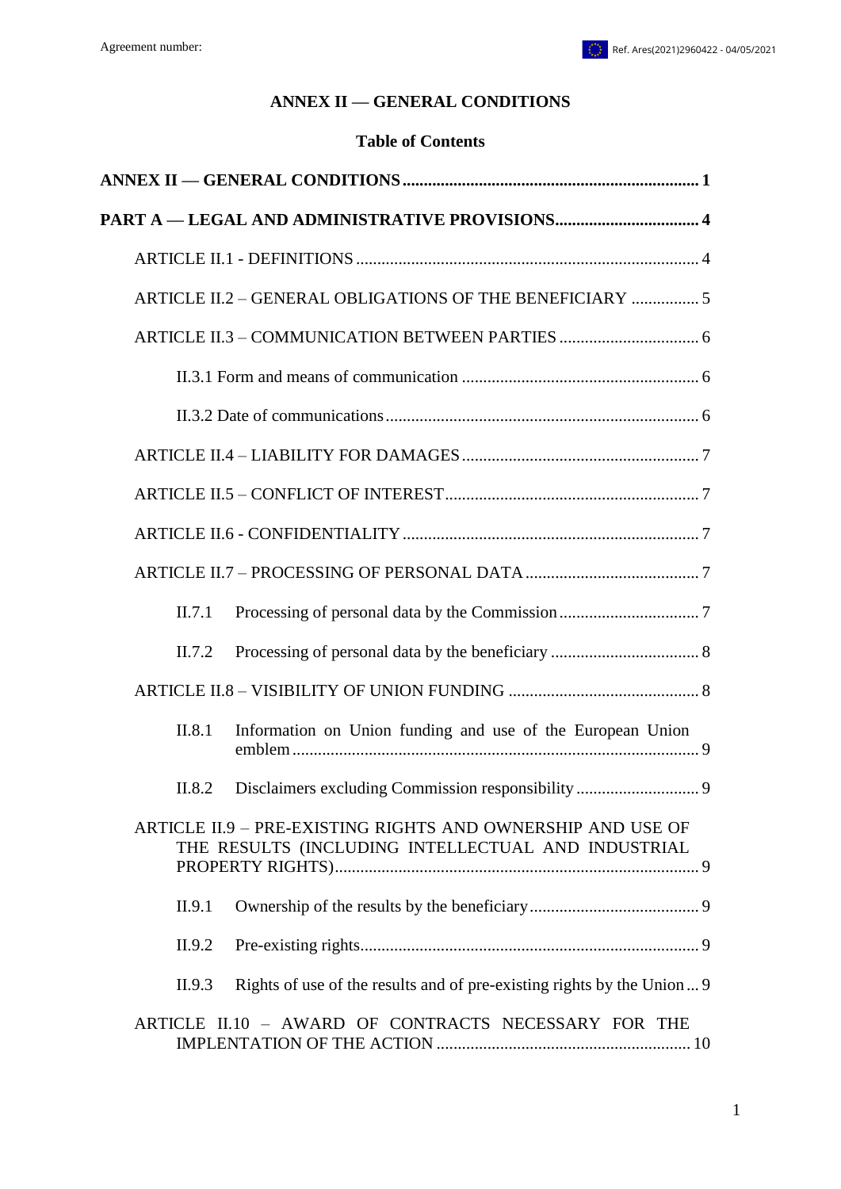Agreement number:

Ref. Ares(2021)2960422 - 04/05/2021

# ANNEX II — GENERAL CONDITIONS

## Table of Contents

**ANNEX II — GENERAL CONDITIONS** ..................................................................... **1**

**PART A — LEGAL AND ADMINISTRATIVE PROVISIONS** .................................. **4**

ARTICLE II.1 - DEFINITIONS ................................................................................ 4

ARTICLE II.2 – GENERAL OBLIGATIONS OF THE BENEFICIARY ................ 5

ARTICLE II.3 – COMMUNICATION BETWEEN PARTIES ................................. 6

II.3.1 Form and means of communication ........................................................ 6

II.3.2 Date of communications .......................................................................... 6

ARTICLE II.4 – LIABILITY FOR DAMAGES ........................................................ 7

ARTICLE II.5 – CONFLICT OF INTEREST ............................................................ 7

ARTICLE II.6 - CONFIDENTIALITY ..................................................................... 7

ARTICLE II.7 – PROCESSING OF PERSONAL DATA ......................................... 7

II.7.1 Processing of personal data by the Commission ................................. 7

II.7.2 Processing of personal data by the beneficiary ................................... 8

ARTICLE II.8 – VISIBILITY OF UNION FUNDING ............................................. 8

II.8.1 Information on Union funding and use of the European Union emblem ................................................................................................ 9

II.8.2 Disclaimers excluding Commission responsibility ............................. 9

ARTICLE II.9 – PRE-EXISTING RIGHTS AND OWNERSHIP AND USE OF THE RESULTS (INCLUDING INTELLECTUAL AND INDUSTRIAL PROPERTY RIGHTS) ..................................................................................... 9

II.9.1 Ownership of the results by the beneficiary ........................................ 9

II.9.2 Pre-existing rights ................................................................................ 9

II.9.3 Rights of use of the results and of pre-existing rights by the Union ... 9

ARTICLE II.10 – AWARD OF CONTRACTS NECESSARY FOR THE IMPLENTATION OF THE ACTION ............................................................ 10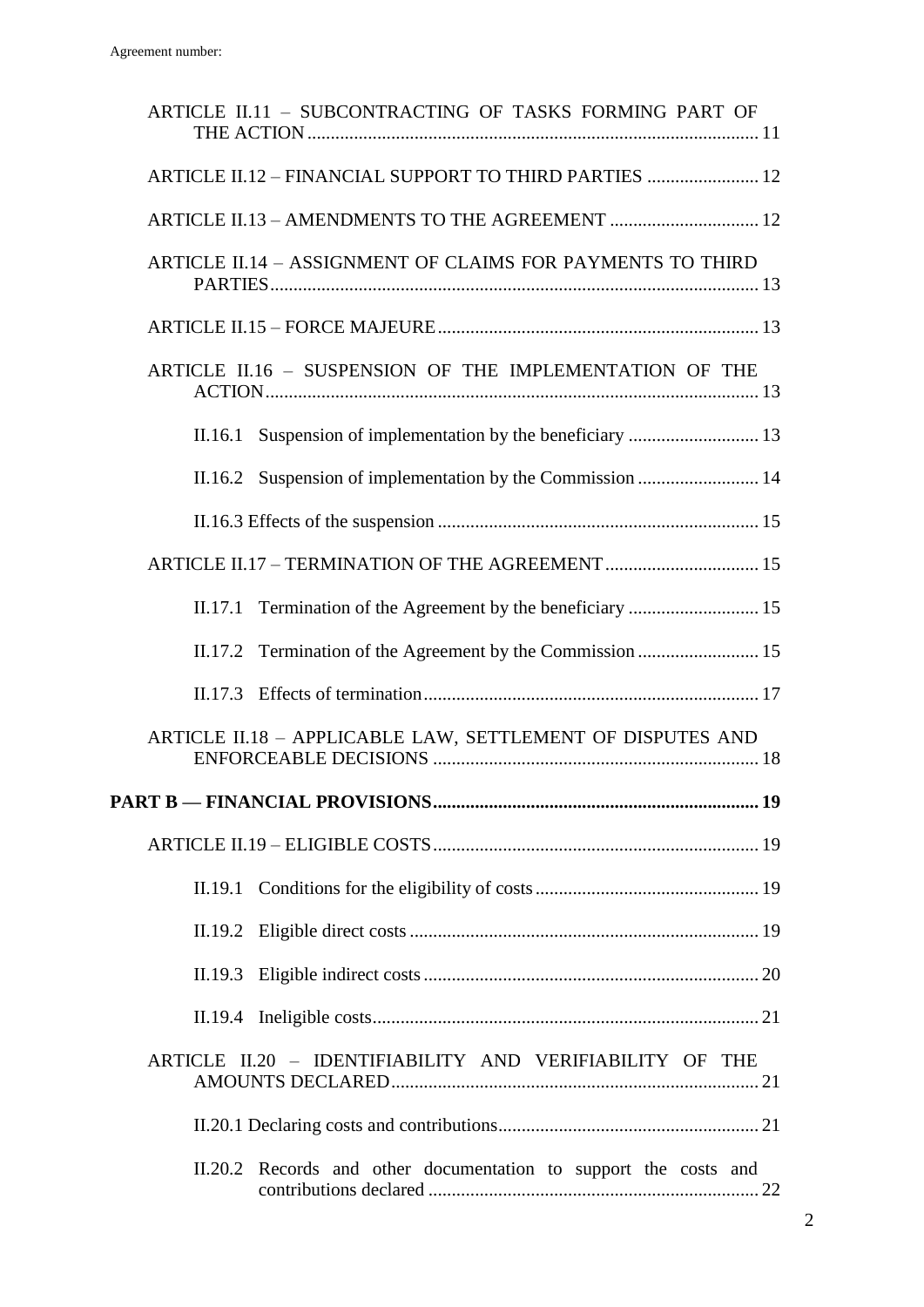Agreement number:

ARTICLE II.11 – SUBCONTRACTING OF TASKS FORMING PART OF THE ACTION ........................ 11

ARTICLE II.12 – FINANCIAL SUPPORT TO THIRD PARTIES ........................ 12

ARTICLE II.13 – AMENDMENTS TO THE AGREEMENT ........................ 12

ARTICLE II.14 – ASSIGNMENT OF CLAIMS FOR PAYMENTS TO THIRD PARTIES ........................ 13

ARTICLE II.15 – FORCE MAJEURE ........................ 13

ARTICLE II.16 – SUSPENSION OF THE IMPLEMENTATION OF THE ACTION ........................ 13

II.16.1 Suspension of implementation by the beneficiary ........................ 13

II.16.2 Suspension of implementation by the Commission ........................ 14

II.16.3 Effects of the suspension ........................ 15

ARTICLE II.17 – TERMINATION OF THE AGREEMENT ........................ 15

II.17.1 Termination of the Agreement by the beneficiary ........................ 15

II.17.2 Termination of the Agreement by the Commission ........................ 15

II.17.3 Effects of termination ........................ 17

ARTICLE II.18 – APPLICABLE LAW, SETTLEMENT OF DISPUTES AND ENFORCEABLE DECISIONS ........................ 18

**PART B — FINANCIAL PROVISIONS ........................ 19**

ARTICLE II.19 – ELIGIBLE COSTS ........................ 19

II.19.1 Conditions for the eligibility of costs ........................ 19

II.19.2 Eligible direct costs ........................ 19

II.19.3 Eligible indirect costs ........................ 20

II.19.4 Ineligible costs ........................ 21

ARTICLE II.20 – IDENTIFIABILITY AND VERIFIABILITY OF THE AMOUNTS DECLARED ........................ 21

II.20.1 Declaring costs and contributions ........................ 21

II.20.2 Records and other documentation to support the costs and contributions declared ........................ 22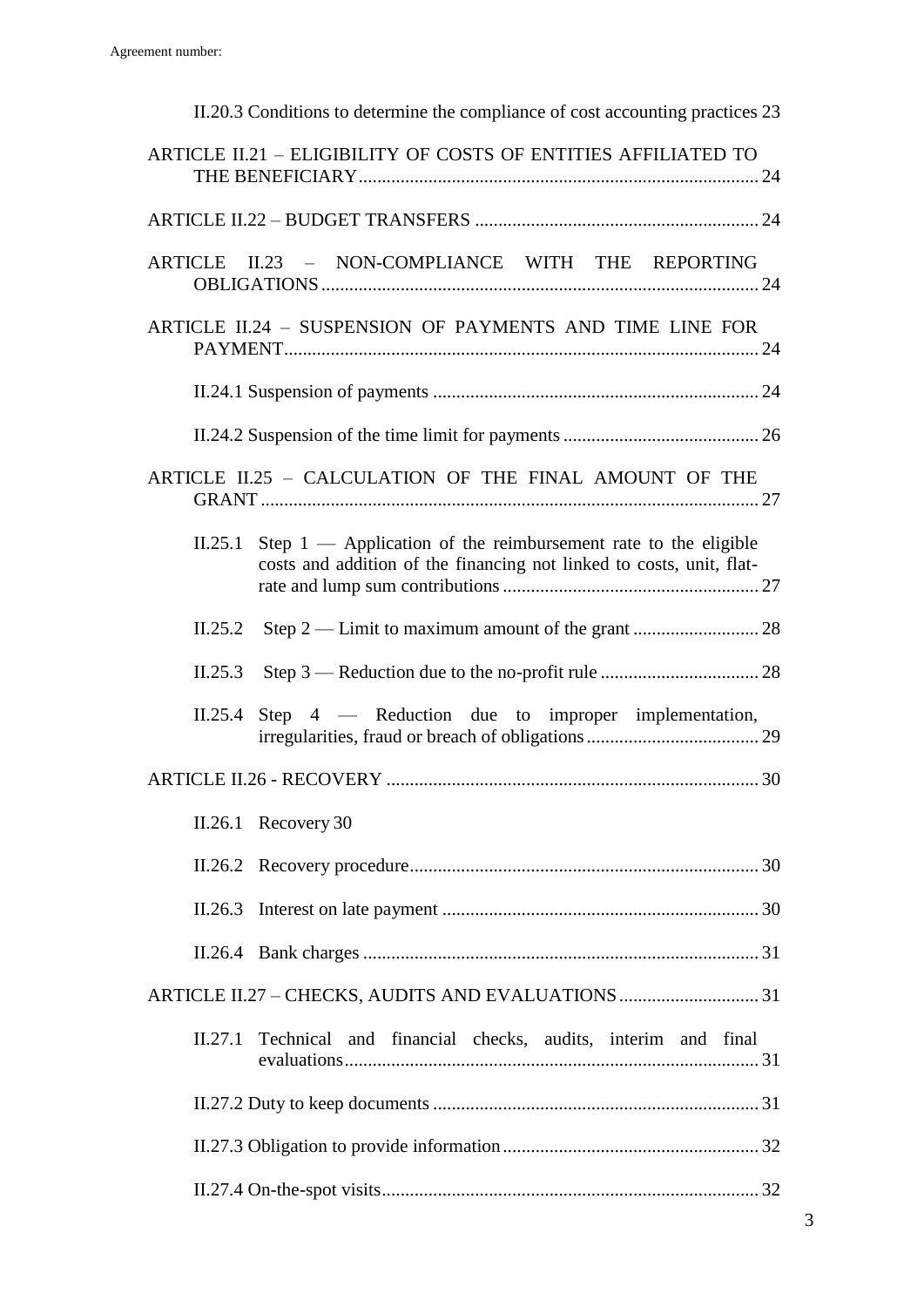II.20.3 Conditions to determine the compliance of cost accounting practices 23

ARTICLE II.21 – ELIGIBILITY OF COSTS OF ENTITIES AFFILIATED TO THE BENEFICIARY ........ 24

ARTICLE II.22 – BUDGET TRANSFERS ........ 24

ARTICLE II.23 – NON-COMPLIANCE WITH THE REPORTING OBLIGATIONS ........ 24

ARTICLE II.24 – SUSPENSION OF PAYMENTS AND TIME LINE FOR PAYMENT ........ 24

II.24.1 Suspension of payments ........ 24

II.24.2 Suspension of the time limit for payments ........ 26

ARTICLE II.25 – CALCULATION OF THE FINAL AMOUNT OF THE GRANT ........ 27

II.25.1 Step 1 — Application of the reimbursement rate to the eligible costs and addition of the financing not linked to costs, unit, flat-rate and lump sum contributions ........ 27

II.25.2 Step 2 — Limit to maximum amount of the grant ........ 28

II.25.3 Step 3 — Reduction due to the no-profit rule ........ 28

II.25.4 Step 4 — Reduction due to improper implementation, irregularities, fraud or breach of obligations ........ 29

ARTICLE II.26 - RECOVERY ........ 30

II.26.1 Recovery 30

II.26.2 Recovery procedure ........ 30

II.26.3 Interest on late payment ........ 30

II.26.4 Bank charges ........ 31

ARTICLE II.27 – CHECKS, AUDITS AND EVALUATIONS ........ 31

II.27.1 Technical and financial checks, audits, interim and final evaluations ........ 31

II.27.2 Duty to keep documents ........ 31

II.27.3 Obligation to provide information ........ 32

II.27.4 On-the-spot visits ........ 32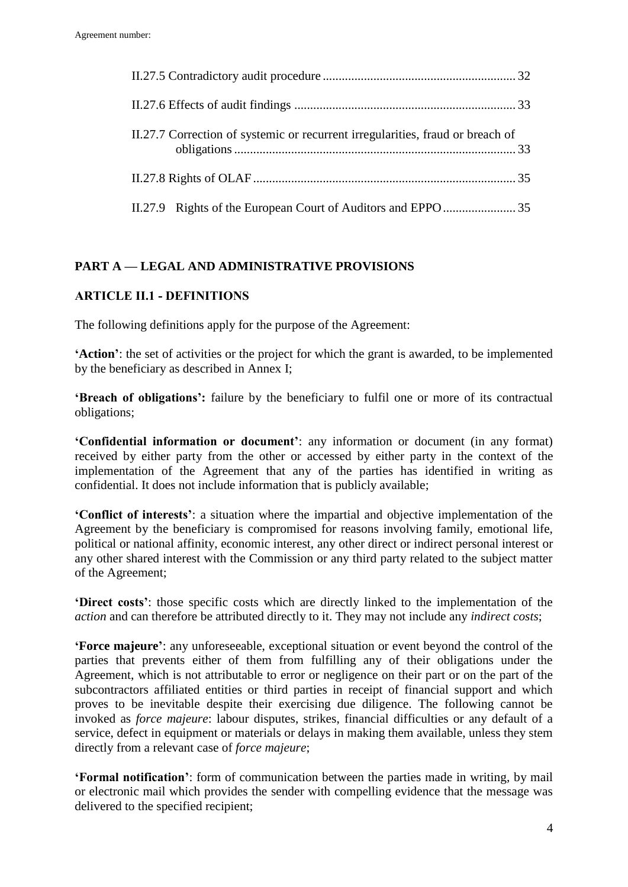II.27.5 Contradictory audit procedure ............................................................ 32

II.27.6 Effects of audit findings ...................................................................... 33

II.27.7 Correction of systemic or recurrent irregularities, fraud or breach of obligations ......................................................................................... 33

II.27.8 Rights of OLAF ................................................................................... 35

II.27.9 Rights of the European Court of Auditors and EPPO ....................... 35

## PART A — LEGAL AND ADMINISTRATIVE PROVISIONS

### ARTICLE II.1 - DEFINITIONS

The following definitions apply for the purpose of the Agreement:

**'Action'**: the set of activities or the project for which the grant is awarded, to be implemented by the beneficiary as described in Annex I;

**'Breach of obligations':** failure by the beneficiary to fulfil one or more of its contractual obligations;

**'Confidential information or document'**: any information or document (in any format) received by either party from the other or accessed by either party in the context of the implementation of the Agreement that any of the parties has identified in writing as confidential. It does not include information that is publicly available;

**'Conflict of interests'**: a situation where the impartial and objective implementation of the Agreement by the beneficiary is compromised for reasons involving family, emotional life, political or national affinity, economic interest, any other direct or indirect personal interest or any other shared interest with the Commission or any third party related to the subject matter of the Agreement;

**'Direct costs'**: those specific costs which are directly linked to the implementation of the *action* and can therefore be attributed directly to it. They may not include any *indirect costs*;

**'Force majeure'**: any unforeseeable, exceptional situation or event beyond the control of the parties that prevents either of them from fulfilling any of their obligations under the Agreement, which is not attributable to error or negligence on their part or on the part of the subcontractors affiliated entities or third parties in receipt of financial support and which proves to be inevitable despite their exercising due diligence. The following cannot be invoked as *force majeure*: labour disputes, strikes, financial difficulties or any default of a service, defect in equipment or materials or delays in making them available, unless they stem directly from a relevant case of *force majeure*;

**'Formal notification'**: form of communication between the parties made in writing, by mail or electronic mail which provides the sender with compelling evidence that the message was delivered to the specified recipient;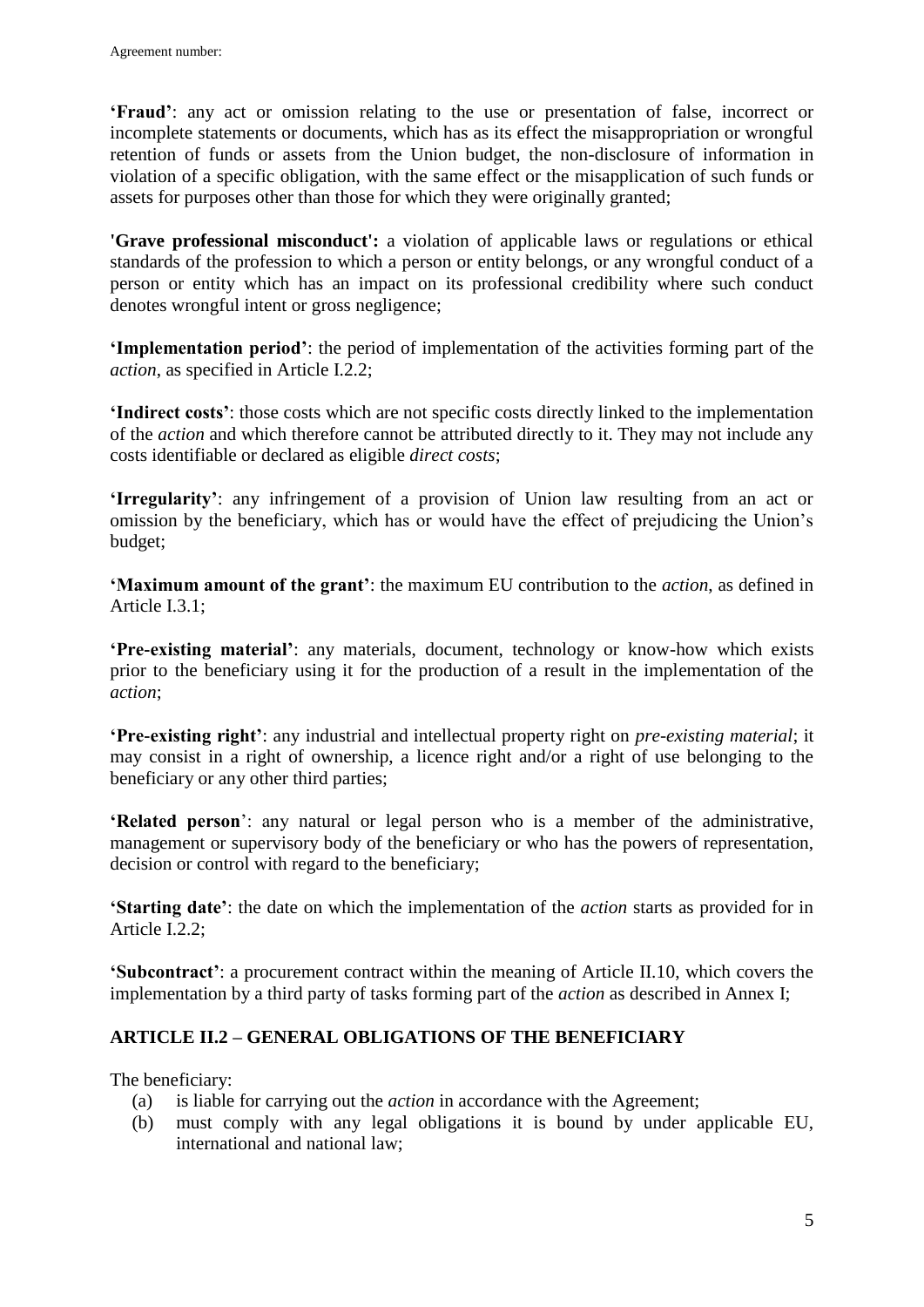**'Fraud'**: any act or omission relating to the use or presentation of false, incorrect or incomplete statements or documents, which has as its effect the misappropriation or wrongful retention of funds or assets from the Union budget, the non-disclosure of information in violation of a specific obligation, with the same effect or the misapplication of such funds or assets for purposes other than those for which they were originally granted;

**'Grave professional misconduct':** a violation of applicable laws or regulations or ethical standards of the profession to which a person or entity belongs, or any wrongful conduct of a person or entity which has an impact on its professional credibility where such conduct denotes wrongful intent or gross negligence;

**'Implementation period'**: the period of implementation of the activities forming part of the *action*, as specified in Article I.2.2;

**'Indirect costs'**: those costs which are not specific costs directly linked to the implementation of the *action* and which therefore cannot be attributed directly to it. They may not include any costs identifiable or declared as eligible *direct costs*;

**'Irregularity'**: any infringement of a provision of Union law resulting from an act or omission by the beneficiary, which has or would have the effect of prejudicing the Union's budget;

**'Maximum amount of the grant'**: the maximum EU contribution to the *action*, as defined in Article I.3.1;

**'Pre-existing material'**: any materials, document, technology or know-how which exists prior to the beneficiary using it for the production of a result in the implementation of the *action*;

**'Pre-existing right'**: any industrial and intellectual property right on *pre-existing material*; it may consist in a right of ownership, a licence right and/or a right of use belonging to the beneficiary or any other third parties;

**'Related person'**: any natural or legal person who is a member of the administrative, management or supervisory body of the beneficiary or who has the powers of representation, decision or control with regard to the beneficiary;

**'Starting date'**: the date on which the implementation of the *action* starts as provided for in Article I.2.2;

**'Subcontract'**: a procurement contract within the meaning of Article II.10, which covers the implementation by a third party of tasks forming part of the *action* as described in Annex I;

## ARTICLE II.2 – GENERAL OBLIGATIONS OF THE BENEFICIARY

The beneficiary:

(a) is liable for carrying out the *action* in accordance with the Agreement;

(b) must comply with any legal obligations it is bound by under applicable EU, international and national law;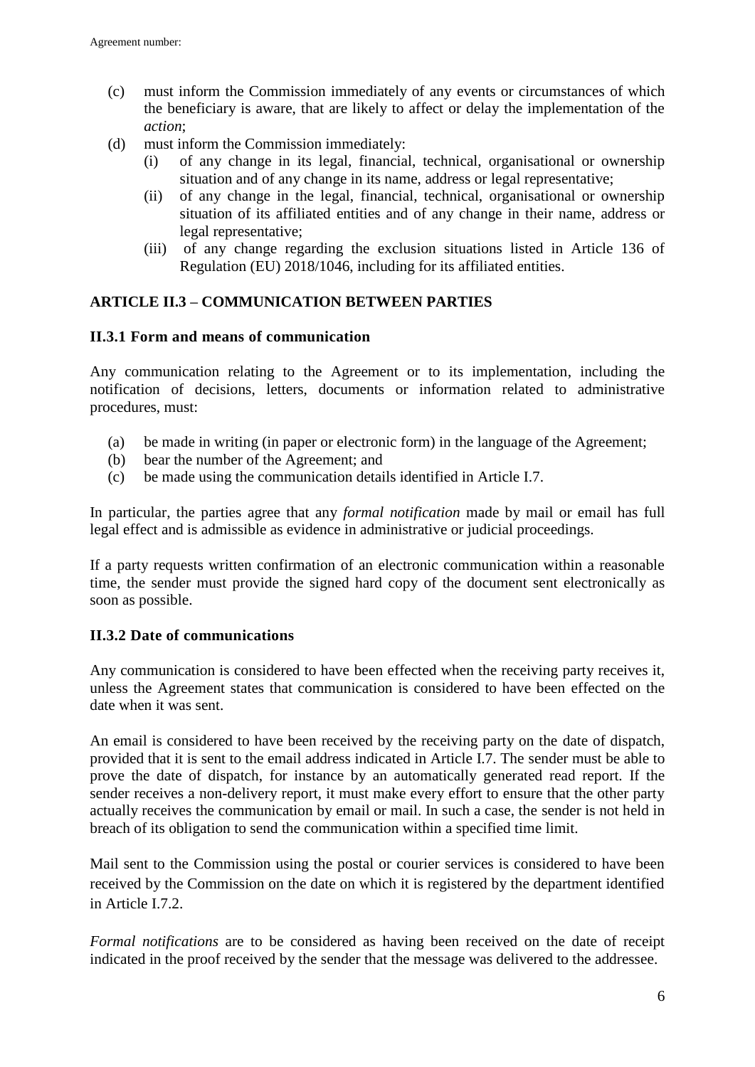(c) must inform the Commission immediately of any events or circumstances of which the beneficiary is aware, that are likely to affect or delay the implementation of the *action*;

(d) must inform the Commission immediately:
   (i) of any change in its legal, financial, technical, organisational or ownership situation and of any change in its name, address or legal representative;
   (ii) of any change in the legal, financial, technical, organisational or ownership situation of its affiliated entities and of any change in their name, address or legal representative;
   (iii) of any change regarding the exclusion situations listed in Article 136 of Regulation (EU) 2018/1046, including for its affiliated entities.

## ARTICLE II.3 – COMMUNICATION BETWEEN PARTIES

### II.3.1 Form and means of communication

Any communication relating to the Agreement or to its implementation, including the notification of decisions, letters, documents or information related to administrative procedures, must:

(a) be made in writing (in paper or electronic form) in the language of the Agreement;
(b) bear the number of the Agreement; and
(c) be made using the communication details identified in Article I.7.

In particular, the parties agree that any *formal notification* made by mail or email has full legal effect and is admissible as evidence in administrative or judicial proceedings.

If a party requests written confirmation of an electronic communication within a reasonable time, the sender must provide the signed hard copy of the document sent electronically as soon as possible.

### II.3.2 Date of communications

Any communication is considered to have been effected when the receiving party receives it, unless the Agreement states that communication is considered to have been effected on the date when it was sent.

An email is considered to have been received by the receiving party on the date of dispatch, provided that it is sent to the email address indicated in Article I.7. The sender must be able to prove the date of dispatch, for instance by an automatically generated read report. If the sender receives a non-delivery report, it must make every effort to ensure that the other party actually receives the communication by email or mail. In such a case, the sender is not held in breach of its obligation to send the communication within a specified time limit.

Mail sent to the Commission using the postal or courier services is considered to have been received by the Commission on the date on which it is registered by the department identified in Article I.7.2.

*Formal notifications* are to be considered as having been received on the date of receipt indicated in the proof received by the sender that the message was delivered to the addressee.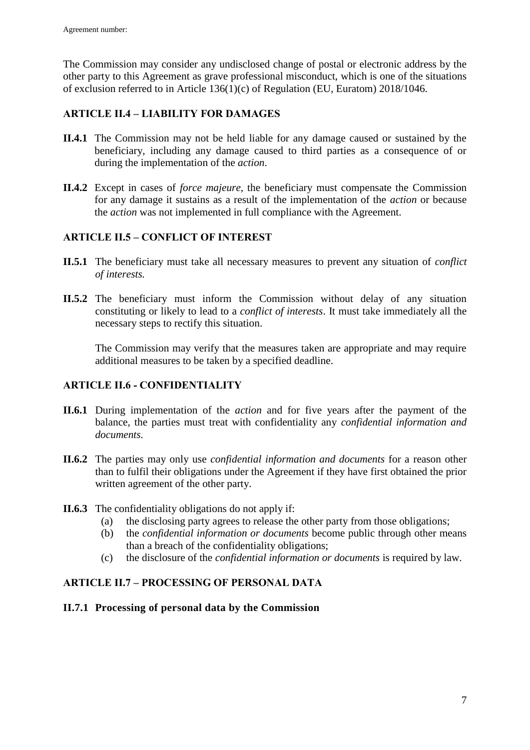The Commission may consider any undisclosed change of postal or electronic address by the other party to this Agreement as grave professional misconduct, which is one of the situations of exclusion referred to in Article 136(1)(c) of Regulation (EU, Euratom) 2018/1046.

## ARTICLE II.4 – LIABILITY FOR DAMAGES

**II.4.1** The Commission may not be held liable for any damage caused or sustained by the beneficiary, including any damage caused to third parties as a consequence of or during the implementation of the *action*.

**II.4.2** Except in cases of *force majeure*, the beneficiary must compensate the Commission for any damage it sustains as a result of the implementation of the *action* or because the *action* was not implemented in full compliance with the Agreement.

## ARTICLE II.5 – CONFLICT OF INTEREST

**II.5.1** The beneficiary must take all necessary measures to prevent any situation of *conflict of interests.*

**II.5.2** The beneficiary must inform the Commission without delay of any situation constituting or likely to lead to a *conflict of interests*. It must take immediately all the necessary steps to rectify this situation.

The Commission may verify that the measures taken are appropriate and may require additional measures to be taken by a specified deadline.

## ARTICLE II.6 - CONFIDENTIALITY

**II.6.1** During implementation of the *action* and for five years after the payment of the balance, the parties must treat with confidentiality any *confidential information and documents*.

**II.6.2** The parties may only use *confidential information and documents* for a reason other than to fulfil their obligations under the Agreement if they have first obtained the prior written agreement of the other party.

**II.6.3** The confidentiality obligations do not apply if:

(a) the disclosing party agrees to release the other party from those obligations;

(b) the *confidential information or documents* become public through other means than a breach of the confidentiality obligations;

(c) the disclosure of the *confidential information or documents* is required by law.

## ARTICLE II.7 – PROCESSING OF PERSONAL DATA

### II.7.1 Processing of personal data by the Commission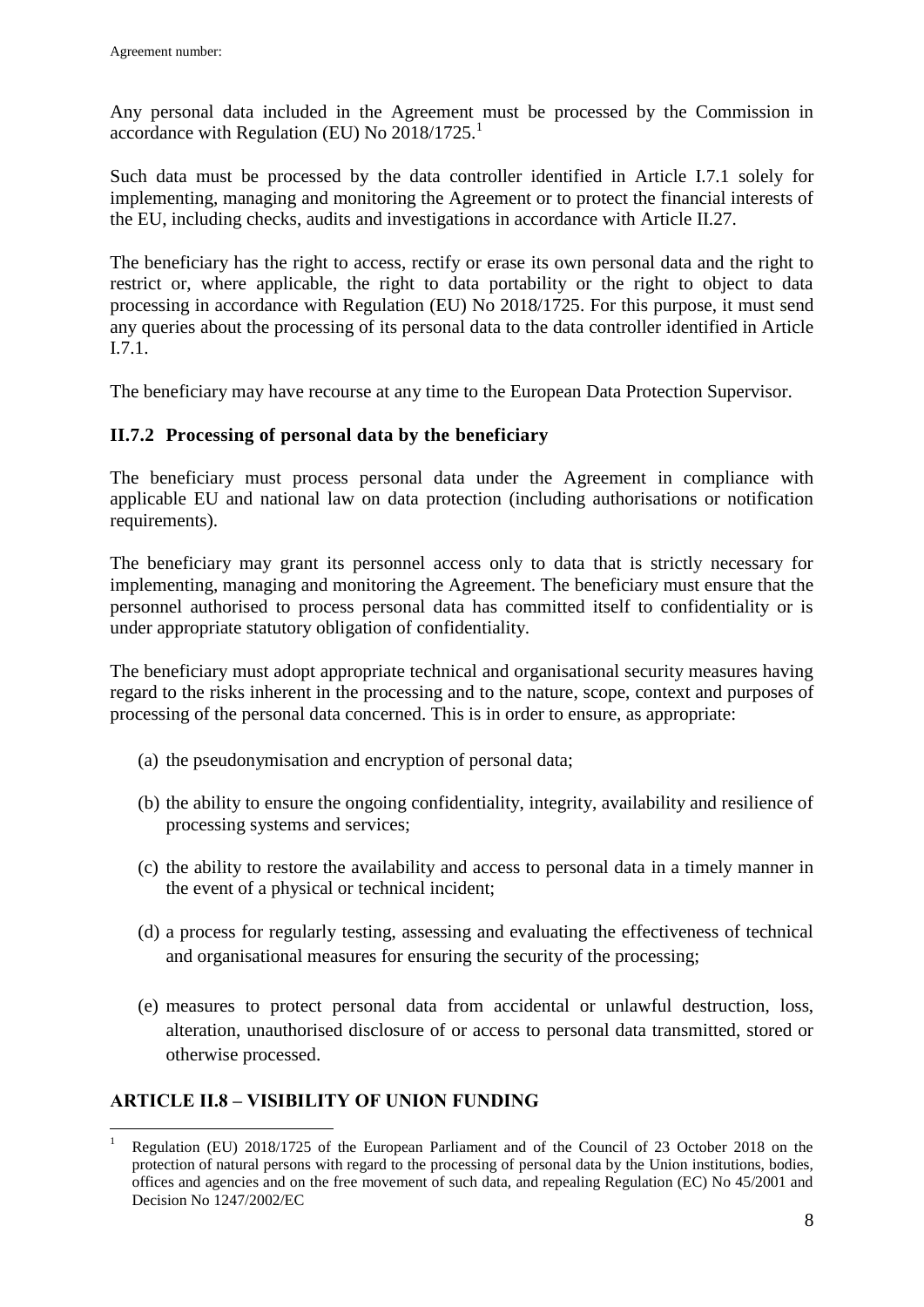Any personal data included in the Agreement must be processed by the Commission in accordance with Regulation (EU) No 2018/1725.[1]

Such data must be processed by the data controller identified in Article I.7.1 solely for implementing, managing and monitoring the Agreement or to protect the financial interests of the EU, including checks, audits and investigations in accordance with Article II.27.

The beneficiary has the right to access, rectify or erase its own personal data and the right to restrict or, where applicable, the right to data portability or the right to object to data processing in accordance with Regulation (EU) No 2018/1725. For this purpose, it must send any queries about the processing of its personal data to the data controller identified in Article I.7.1.

The beneficiary may have recourse at any time to the European Data Protection Supervisor.

### II.7.2 Processing of personal data by the beneficiary

The beneficiary must process personal data under the Agreement in compliance with applicable EU and national law on data protection (including authorisations or notification requirements).

The beneficiary may grant its personnel access only to data that is strictly necessary for implementing, managing and monitoring the Agreement. The beneficiary must ensure that the personnel authorised to process personal data has committed itself to confidentiality or is under appropriate statutory obligation of confidentiality.

The beneficiary must adopt appropriate technical and organisational security measures having regard to the risks inherent in the processing and to the nature, scope, context and purposes of processing of the personal data concerned. This is in order to ensure, as appropriate:

(a) the pseudonymisation and encryption of personal data;

(b) the ability to ensure the ongoing confidentiality, integrity, availability and resilience of processing systems and services;

(c) the ability to restore the availability and access to personal data in a timely manner in the event of a physical or technical incident;

(d) a process for regularly testing, assessing and evaluating the effectiveness of technical and organisational measures for ensuring the security of the processing;

(e) measures to protect personal data from accidental or unlawful destruction, loss, alteration, unauthorised disclosure of or access to personal data transmitted, stored or otherwise processed.

## ARTICLE II.8 – VISIBILITY OF UNION FUNDING

[1] Regulation (EU) 2018/1725 of the European Parliament and of the Council of 23 October 2018 on the protection of natural persons with regard to the processing of personal data by the Union institutions, bodies, offices and agencies and on the free movement of such data, and repealing Regulation (EC) No 45/2001 and Decision No 1247/2002/EC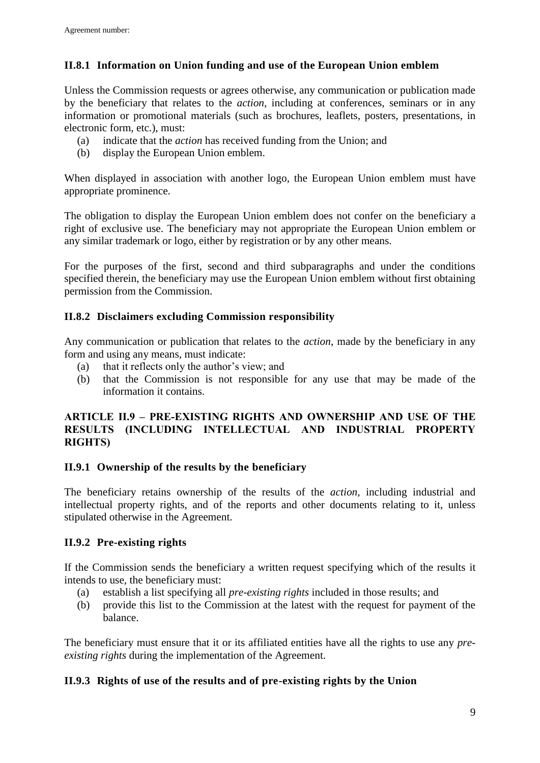### II.8.1 Information on Union funding and use of the European Union emblem

Unless the Commission requests or agrees otherwise, any communication or publication made by the beneficiary that relates to the *action*, including at conferences, seminars or in any information or promotional materials (such as brochures, leaflets, posters, presentations, in electronic form, etc.), must:

(a) indicate that the *action* has received funding from the Union; and
(b) display the European Union emblem.

When displayed in association with another logo, the European Union emblem must have appropriate prominence.

The obligation to display the European Union emblem does not confer on the beneficiary a right of exclusive use. The beneficiary may not appropriate the European Union emblem or any similar trademark or logo, either by registration or by any other means.

For the purposes of the first, second and third subparagraphs and under the conditions specified therein, the beneficiary may use the European Union emblem without first obtaining permission from the Commission.

### II.8.2 Disclaimers excluding Commission responsibility

Any communication or publication that relates to the *action*, made by the beneficiary in any form and using any means, must indicate:

(a) that it reflects only the author's view; and
(b) that the Commission is not responsible for any use that may be made of the information it contains.

## ARTICLE II.9 – PRE-EXISTING RIGHTS AND OWNERSHIP AND USE OF THE RESULTS (INCLUDING INTELLECTUAL AND INDUSTRIAL PROPERTY RIGHTS)

### II.9.1 Ownership of the results by the beneficiary

The beneficiary retains ownership of the results of the *action*, including industrial and intellectual property rights, and of the reports and other documents relating to it, unless stipulated otherwise in the Agreement.

### II.9.2 Pre-existing rights

If the Commission sends the beneficiary a written request specifying which of the results it intends to use, the beneficiary must:

(a) establish a list specifying all *pre-existing rights* included in those results; and
(b) provide this list to the Commission at the latest with the request for payment of the balance.

The beneficiary must ensure that it or its affiliated entities have all the rights to use any *pre-existing rights* during the implementation of the Agreement.

### II.9.3 Rights of use of the results and of pre-existing rights by the Union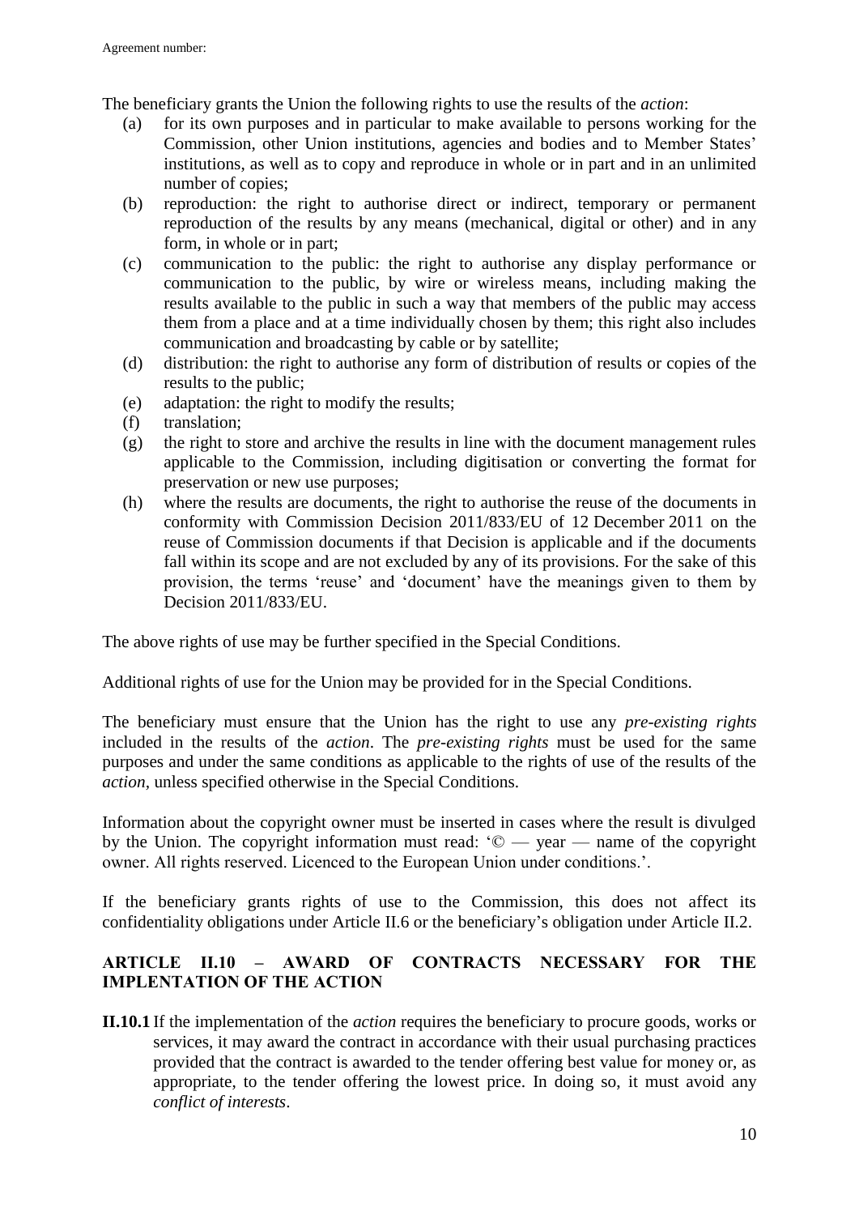The beneficiary grants the Union the following rights to use the results of the *action*:

- (a) for its own purposes and in particular to make available to persons working for the Commission, other Union institutions, agencies and bodies and to Member States' institutions, as well as to copy and reproduce in whole or in part and in an unlimited number of copies;
- (b) reproduction: the right to authorise direct or indirect, temporary or permanent reproduction of the results by any means (mechanical, digital or other) and in any form, in whole or in part;
- (c) communication to the public: the right to authorise any display performance or communication to the public, by wire or wireless means, including making the results available to the public in such a way that members of the public may access them from a place and at a time individually chosen by them; this right also includes communication and broadcasting by cable or by satellite;
- (d) distribution: the right to authorise any form of distribution of results or copies of the results to the public;
- (e) adaptation: the right to modify the results;
- (f) translation;
- (g) the right to store and archive the results in line with the document management rules applicable to the Commission, including digitisation or converting the format for preservation or new use purposes;
- (h) where the results are documents, the right to authorise the reuse of the documents in conformity with Commission Decision 2011/833/EU of 12 December 2011 on the reuse of Commission documents if that Decision is applicable and if the documents fall within its scope and are not excluded by any of its provisions. For the sake of this provision, the terms 'reuse' and 'document' have the meanings given to them by Decision 2011/833/EU.

The above rights of use may be further specified in the Special Conditions.

Additional rights of use for the Union may be provided for in the Special Conditions.

The beneficiary must ensure that the Union has the right to use any *pre-existing rights* included in the results of the *action*. The *pre-existing rights* must be used for the same purposes and under the same conditions as applicable to the rights of use of the results of the *action*, unless specified otherwise in the Special Conditions.

Information about the copyright owner must be inserted in cases where the result is divulged by the Union. The copyright information must read: '© — year — name of the copyright owner. All rights reserved. Licenced to the European Union under conditions.'.

If the beneficiary grants rights of use to the Commission, this does not affect its confidentiality obligations under Article II.6 or the beneficiary's obligation under Article II.2.

## ARTICLE II.10 – AWARD OF CONTRACTS NECESSARY FOR THE IMPLENTATION OF THE ACTION

**II.10.1** If the implementation of the *action* requires the beneficiary to procure goods, works or services, it may award the contract in accordance with their usual purchasing practices provided that the contract is awarded to the tender offering best value for money or, as appropriate, to the tender offering the lowest price. In doing so, it must avoid any *conflict of interests*.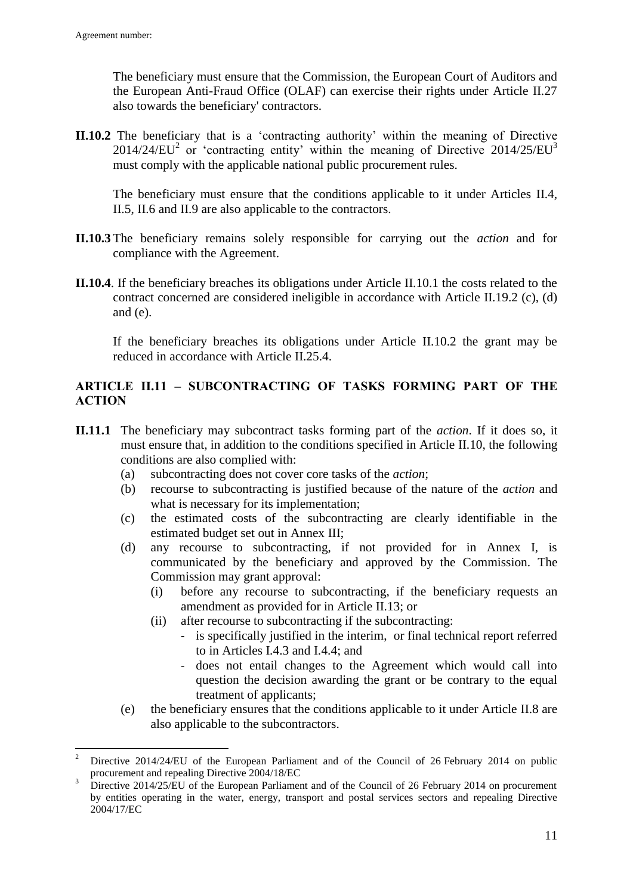The beneficiary must ensure that the Commission, the European Court of Auditors and the European Anti-Fraud Office (OLAF) can exercise their rights under Article II.27 also towards the beneficiary' contractors.

**II.10.2** The beneficiary that is a 'contracting authority' within the meaning of Directive 2014/24/EU[2] or 'contracting entity' within the meaning of Directive 2014/25/EU[3] must comply with the applicable national public procurement rules.

The beneficiary must ensure that the conditions applicable to it under Articles II.4, II.5, II.6 and II.9 are also applicable to the contractors.

**II.10.3** The beneficiary remains solely responsible for carrying out the *action* and for compliance with the Agreement.

**II.10.4**. If the beneficiary breaches its obligations under Article II.10.1 the costs related to the contract concerned are considered ineligible in accordance with Article II.19.2 (c), (d) and (e).

If the beneficiary breaches its obligations under Article II.10.2 the grant may be reduced in accordance with Article II.25.4.

## ARTICLE II.11 – SUBCONTRACTING OF TASKS FORMING PART OF THE ACTION

**II.11.1** The beneficiary may subcontract tasks forming part of the *action*. If it does so, it must ensure that, in addition to the conditions specified in Article II.10, the following conditions are also complied with:

(a) subcontracting does not cover core tasks of the *action*;

(b) recourse to subcontracting is justified because of the nature of the *action* and what is necessary for its implementation;

(c) the estimated costs of the subcontracting are clearly identifiable in the estimated budget set out in Annex III;

(d) any recourse to subcontracting, if not provided for in Annex I, is communicated by the beneficiary and approved by the Commission. The Commission may grant approval:

  (i) before any recourse to subcontracting, if the beneficiary requests an amendment as provided for in Article II.13; or

  (ii) after recourse to subcontracting if the subcontracting:

  - is specifically justified in the interim, or final technical report referred to in Articles I.4.3 and I.4.4; and
  - does not entail changes to the Agreement which would call into question the decision awarding the grant or be contrary to the equal treatment of applicants;

(e) the beneficiary ensures that the conditions applicable to it under Article II.8 are also applicable to the subcontractors.

---

[2] Directive 2014/24/EU of the European Parliament and of the Council of 26 February 2014 on public procurement and repealing Directive 2004/18/EC

[3] Directive 2014/25/EU of the European Parliament and of the Council of 26 February 2014 on procurement by entities operating in the water, energy, transport and postal services sectors and repealing Directive 2004/17/EC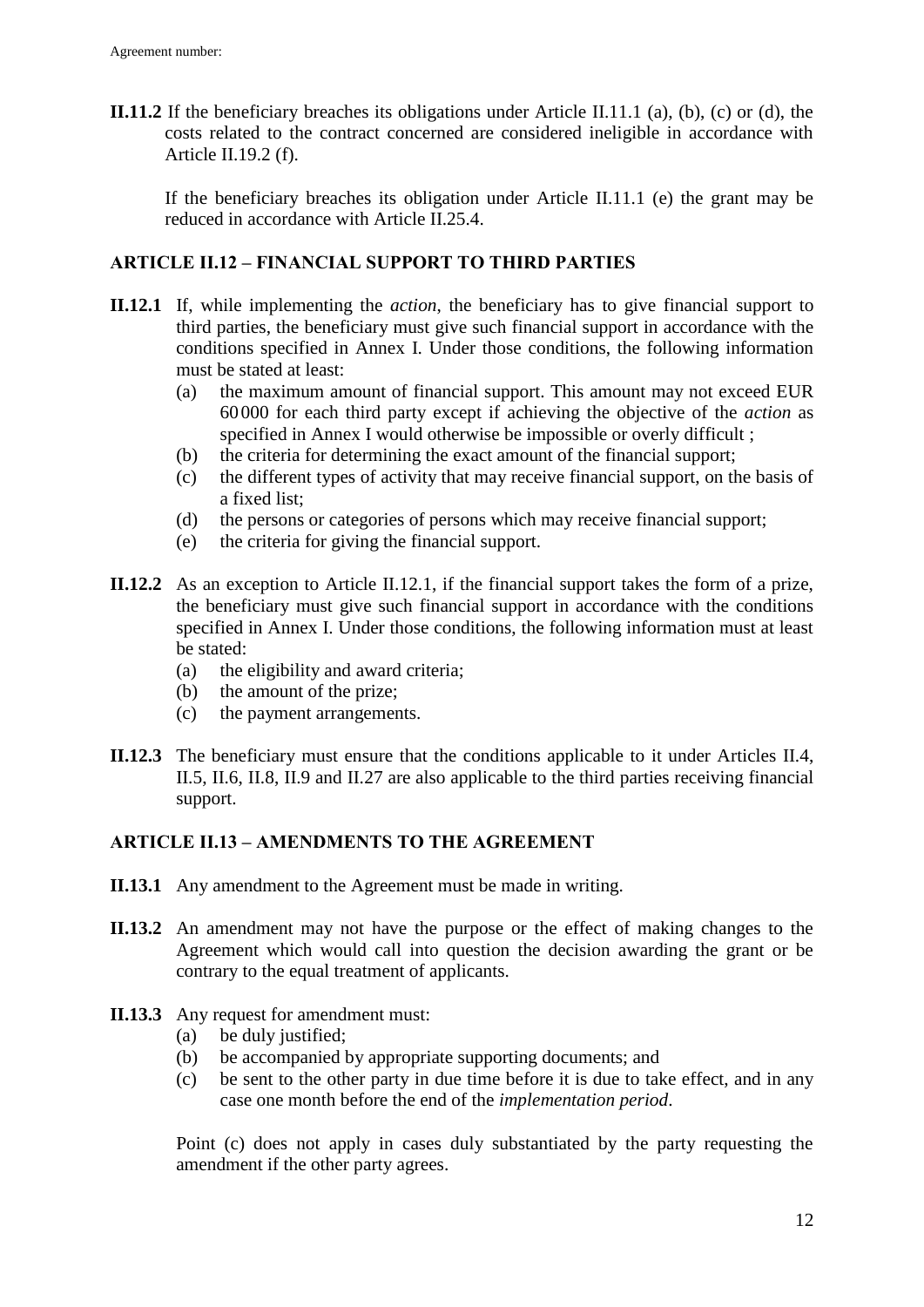**II.11.2** If the beneficiary breaches its obligations under Article II.11.1 (a), (b), (c) or (d), the costs related to the contract concerned are considered ineligible in accordance with Article II.19.2 (f).

If the beneficiary breaches its obligation under Article II.11.1 (e) the grant may be reduced in accordance with Article II.25.4.

## ARTICLE II.12 – FINANCIAL SUPPORT TO THIRD PARTIES

**II.12.1** If, while implementing the *action*, the beneficiary has to give financial support to third parties, the beneficiary must give such financial support in accordance with the conditions specified in Annex I. Under those conditions, the following information must be stated at least:

- (a) the maximum amount of financial support. This amount may not exceed EUR 60 000 for each third party except if achieving the objective of the *action* as specified in Annex I would otherwise be impossible or overly difficult ;
- (b) the criteria for determining the exact amount of the financial support;
- (c) the different types of activity that may receive financial support, on the basis of a fixed list;
- (d) the persons or categories of persons which may receive financial support;
- (e) the criteria for giving the financial support.

**II.12.2** As an exception to Article II.12.1, if the financial support takes the form of a prize, the beneficiary must give such financial support in accordance with the conditions specified in Annex I. Under those conditions, the following information must at least be stated:

- (a) the eligibility and award criteria;
- (b) the amount of the prize;
- (c) the payment arrangements.

**II.12.3** The beneficiary must ensure that the conditions applicable to it under Articles II.4, II.5, II.6, II.8, II.9 and II.27 are also applicable to the third parties receiving financial support.

## ARTICLE II.13 – AMENDMENTS TO THE AGREEMENT

**II.13.1** Any amendment to the Agreement must be made in writing.

**II.13.2** An amendment may not have the purpose or the effect of making changes to the Agreement which would call into question the decision awarding the grant or be contrary to the equal treatment of applicants.

**II.13.3** Any request for amendment must:

- (a) be duly justified;
- (b) be accompanied by appropriate supporting documents; and
- (c) be sent to the other party in due time before it is due to take effect, and in any case one month before the end of the *implementation period*.

Point (c) does not apply in cases duly substantiated by the party requesting the amendment if the other party agrees.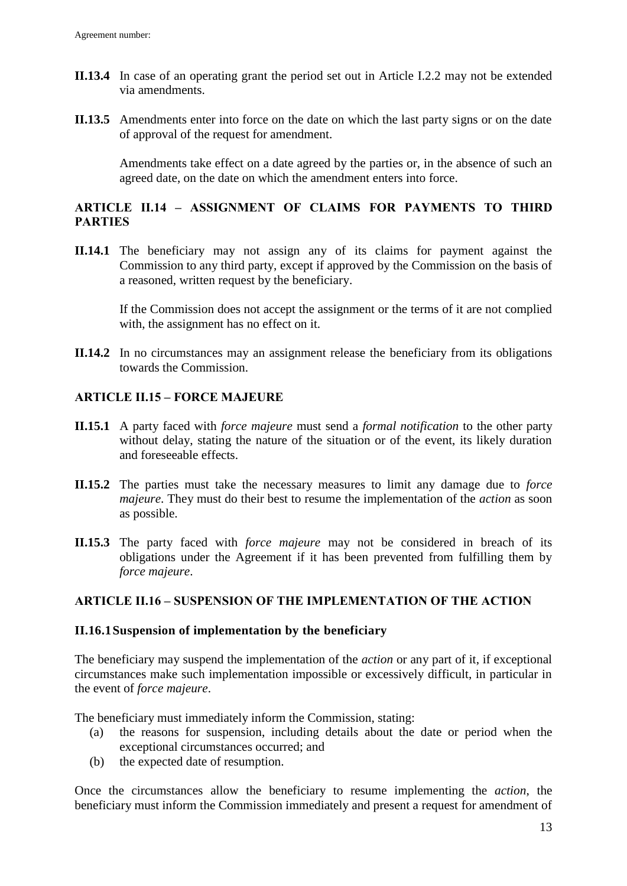**II.13.4** In case of an operating grant the period set out in Article I.2.2 may not be extended via amendments.

**II.13.5** Amendments enter into force on the date on which the last party signs or on the date of approval of the request for amendment.

Amendments take effect on a date agreed by the parties or, in the absence of such an agreed date, on the date on which the amendment enters into force.

## ARTICLE II.14 – ASSIGNMENT OF CLAIMS FOR PAYMENTS TO THIRD PARTIES

**II.14.1** The beneficiary may not assign any of its claims for payment against the Commission to any third party, except if approved by the Commission on the basis of a reasoned, written request by the beneficiary.

If the Commission does not accept the assignment or the terms of it are not complied with, the assignment has no effect on it.

**II.14.2** In no circumstances may an assignment release the beneficiary from its obligations towards the Commission.

## ARTICLE II.15 – FORCE MAJEURE

**II.15.1** A party faced with *force majeure* must send a *formal notification* to the other party without delay, stating the nature of the situation or of the event, its likely duration and foreseeable effects.

**II.15.2** The parties must take the necessary measures to limit any damage due to *force majeure*. They must do their best to resume the implementation of the *action* as soon as possible.

**II.15.3** The party faced with *force majeure* may not be considered in breach of its obligations under the Agreement if it has been prevented from fulfilling them by *force majeure*.

## ARTICLE II.16 – SUSPENSION OF THE IMPLEMENTATION OF THE ACTION

### II.16.1 Suspension of implementation by the beneficiary

The beneficiary may suspend the implementation of the *action* or any part of it, if exceptional circumstances make such implementation impossible or excessively difficult, in particular in the event of *force majeure*.

The beneficiary must immediately inform the Commission, stating:

(a) the reasons for suspension, including details about the date or period when the exceptional circumstances occurred; and

(b) the expected date of resumption.

Once the circumstances allow the beneficiary to resume implementing the *action*, the beneficiary must inform the Commission immediately and present a request for amendment of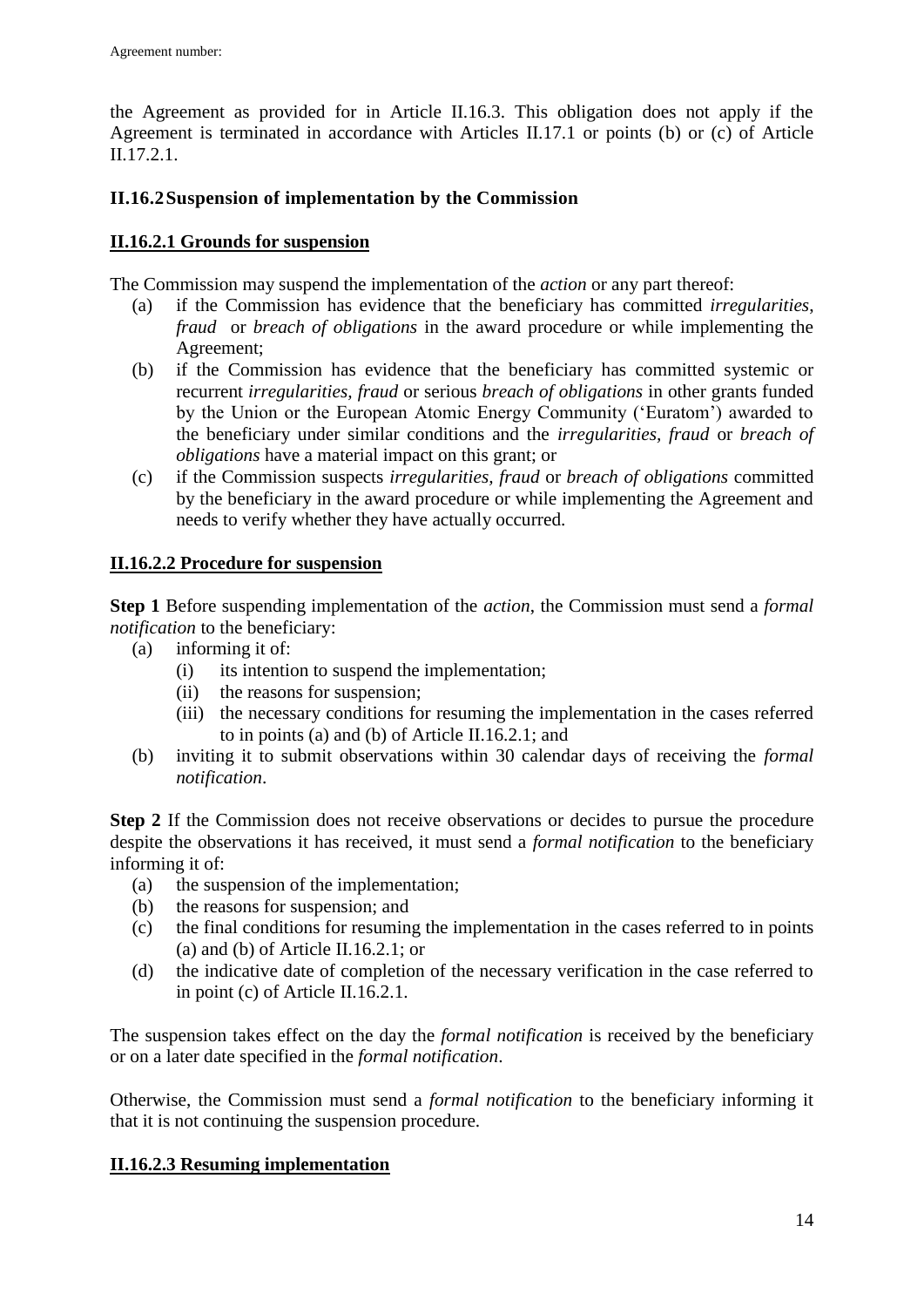the Agreement as provided for in Article II.16.3. This obligation does not apply if the Agreement is terminated in accordance with Articles II.17.1 or points (b) or (c) of Article II.17.2.1.

### II.16.2 Suspension of implementation by the Commission

#### II.16.2.1 Grounds for suspension

The Commission may suspend the implementation of the *action* or any part thereof:

(a) if the Commission has evidence that the beneficiary has committed *irregularities*, *fraud* or *breach of obligations* in the award procedure or while implementing the Agreement;

(b) if the Commission has evidence that the beneficiary has committed systemic or recurrent *irregularities*, *fraud* or serious *breach of obligations* in other grants funded by the Union or the European Atomic Energy Community ('Euratom') awarded to the beneficiary under similar conditions and the *irregularities, fraud* or *breach of obligations* have a material impact on this grant; or

(c) if the Commission suspects *irregularities, fraud* or *breach of obligations* committed by the beneficiary in the award procedure or while implementing the Agreement and needs to verify whether they have actually occurred.

#### II.16.2.2 Procedure for suspension

**Step 1** Before suspending implementation of the *action*, the Commission must send a *formal notification* to the beneficiary:

(a) informing it of:
   (i) its intention to suspend the implementation;
   (ii) the reasons for suspension;
   (iii) the necessary conditions for resuming the implementation in the cases referred to in points (a) and (b) of Article II.16.2.1; and

(b) inviting it to submit observations within 30 calendar days of receiving the *formal notification*.

**Step 2** If the Commission does not receive observations or decides to pursue the procedure despite the observations it has received, it must send a *formal notification* to the beneficiary informing it of:

(a) the suspension of the implementation;
(b) the reasons for suspension; and
(c) the final conditions for resuming the implementation in the cases referred to in points (a) and (b) of Article II.16.2.1; or
(d) the indicative date of completion of the necessary verification in the case referred to in point (c) of Article II.16.2.1.

The suspension takes effect on the day the *formal notification* is received by the beneficiary or on a later date specified in the *formal notification*.

Otherwise, the Commission must send a *formal notification* to the beneficiary informing it that it is not continuing the suspension procedure.

#### II.16.2.3 Resuming implementation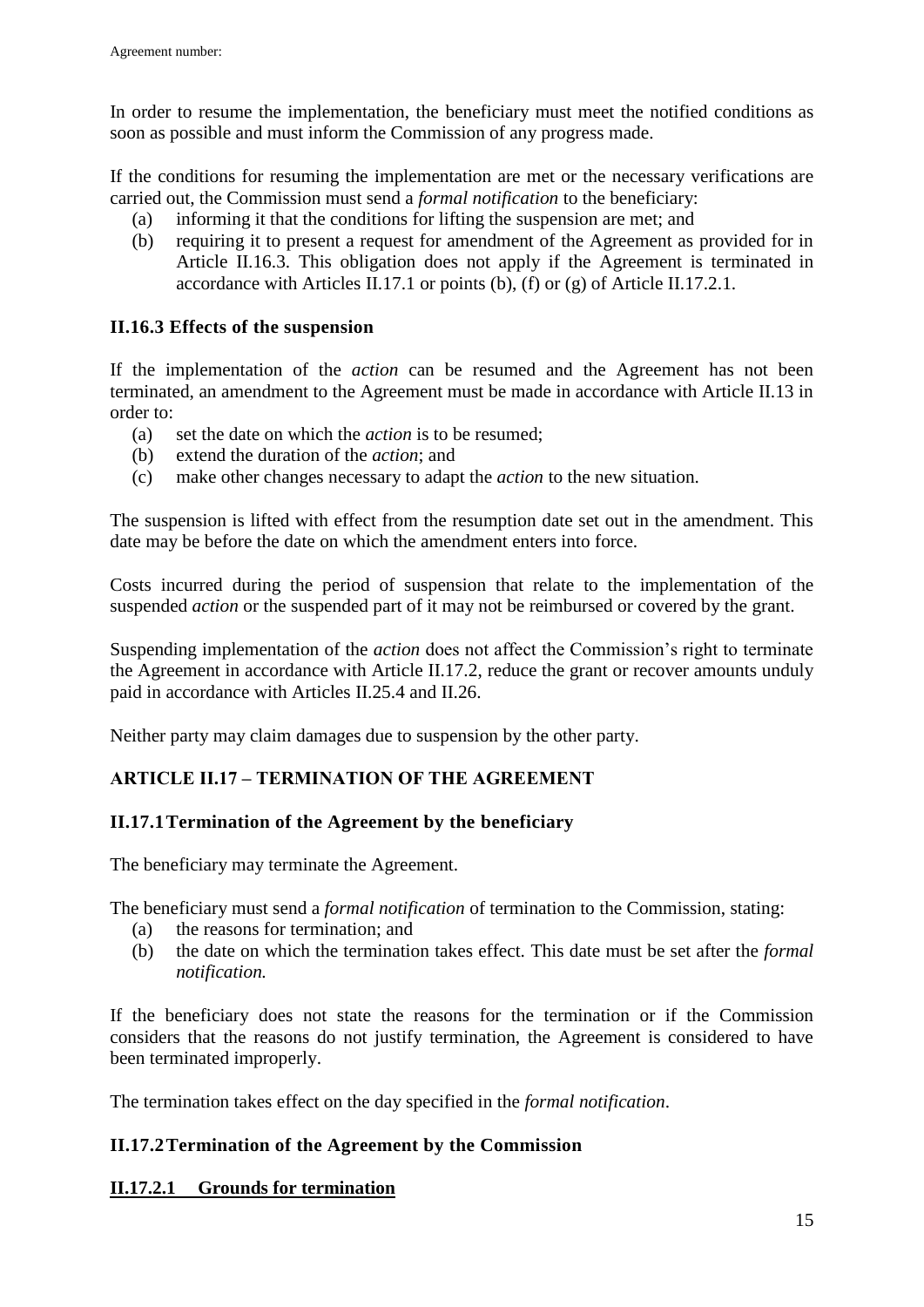In order to resume the implementation, the beneficiary must meet the notified conditions as soon as possible and must inform the Commission of any progress made.

If the conditions for resuming the implementation are met or the necessary verifications are carried out, the Commission must send a *formal notification* to the beneficiary:

(a) informing it that the conditions for lifting the suspension are met; and
(b) requiring it to present a request for amendment of the Agreement as provided for in Article II.16.3. This obligation does not apply if the Agreement is terminated in accordance with Articles II.17.1 or points (b), (f) or (g) of Article II.17.2.1.

### II.16.3 Effects of the suspension

If the implementation of the *action* can be resumed and the Agreement has not been terminated, an amendment to the Agreement must be made in accordance with Article II.13 in order to:

(a) set the date on which the *action* is to be resumed;
(b) extend the duration of the *action*; and
(c) make other changes necessary to adapt the *action* to the new situation.

The suspension is lifted with effect from the resumption date set out in the amendment. This date may be before the date on which the amendment enters into force.

Costs incurred during the period of suspension that relate to the implementation of the suspended *action* or the suspended part of it may not be reimbursed or covered by the grant.

Suspending implementation of the *action* does not affect the Commission's right to terminate the Agreement in accordance with Article II.17.2, reduce the grant or recover amounts unduly paid in accordance with Articles II.25.4 and II.26.

Neither party may claim damages due to suspension by the other party.

## ARTICLE II.17 – TERMINATION OF THE AGREEMENT

### II.17.1 Termination of the Agreement by the beneficiary

The beneficiary may terminate the Agreement.

The beneficiary must send a *formal notification* of termination to the Commission, stating:

(a) the reasons for termination; and
(b) the date on which the termination takes effect. This date must be set after the *formal notification.*

If the beneficiary does not state the reasons for the termination or if the Commission considers that the reasons do not justify termination, the Agreement is considered to have been terminated improperly.

The termination takes effect on the day specified in the *formal notification*.

### II.17.2 Termination of the Agreement by the Commission

#### II.17.2.1 Grounds for termination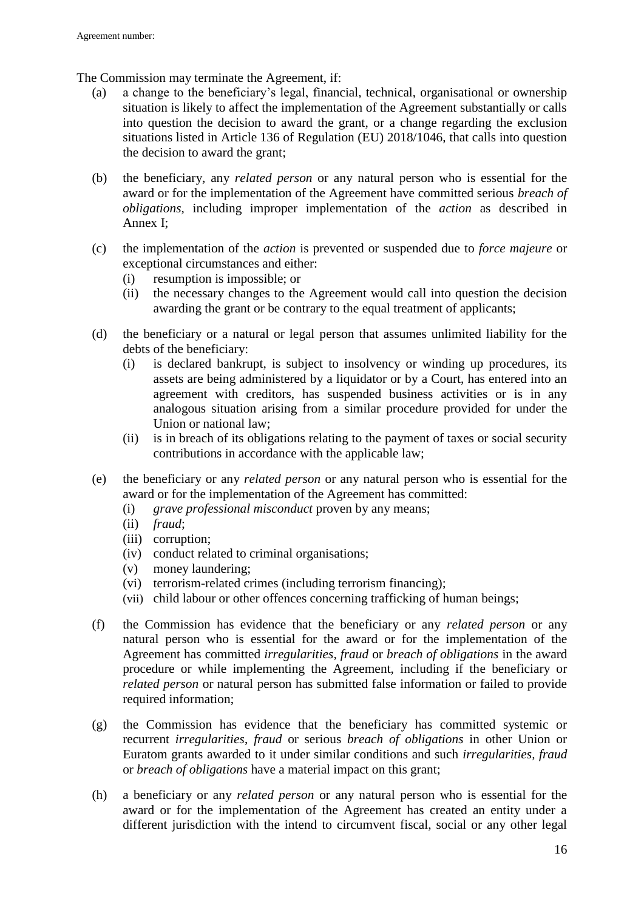The Commission may terminate the Agreement, if:

(a) a change to the beneficiary's legal, financial, technical, organisational or ownership situation is likely to affect the implementation of the Agreement substantially or calls into question the decision to award the grant, or a change regarding the exclusion situations listed in Article 136 of Regulation (EU) 2018/1046, that calls into question the decision to award the grant;

(b) the beneficiary, any *related person* or any natural person who is essential for the award or for the implementation of the Agreement have committed serious *breach of obligations*, including improper implementation of the *action* as described in Annex I;

(c) the implementation of the *action* is prevented or suspended due to *force majeure* or exceptional circumstances and either:
   (i) resumption is impossible; or
   (ii) the necessary changes to the Agreement would call into question the decision awarding the grant or be contrary to the equal treatment of applicants;

(d) the beneficiary or a natural or legal person that assumes unlimited liability for the debts of the beneficiary:
   (i) is declared bankrupt, is subject to insolvency or winding up procedures, its assets are being administered by a liquidator or by a Court, has entered into an agreement with creditors, has suspended business activities or is in any analogous situation arising from a similar procedure provided for under the Union or national law;
   (ii) is in breach of its obligations relating to the payment of taxes or social security contributions in accordance with the applicable law;

(e) the beneficiary or any *related person* or any natural person who is essential for the award or for the implementation of the Agreement has committed:
   (i) *grave professional misconduct* proven by any means;
   (ii) *fraud*;
   (iii) corruption;
   (iv) conduct related to criminal organisations;
   (v) money laundering;
   (vi) terrorism-related crimes (including terrorism financing);
   (vii) child labour or other offences concerning trafficking of human beings;

(f) the Commission has evidence that the beneficiary or any *related person* or any natural person who is essential for the award or for the implementation of the Agreement has committed *irregularities*, *fraud* or *breach of obligations* in the award procedure or while implementing the Agreement, including if the beneficiary or *related person* or natural person has submitted false information or failed to provide required information;

(g) the Commission has evidence that the beneficiary has committed systemic or recurrent *irregularities*, *fraud* or serious *breach of obligations* in other Union or Euratom grants awarded to it under similar conditions and such *irregularities*, *fraud* or *breach of obligations* have a material impact on this grant;

(h) a beneficiary or any *related person* or any natural person who is essential for the award or for the implementation of the Agreement has created an entity under a different jurisdiction with the intend to circumvent fiscal, social or any other legal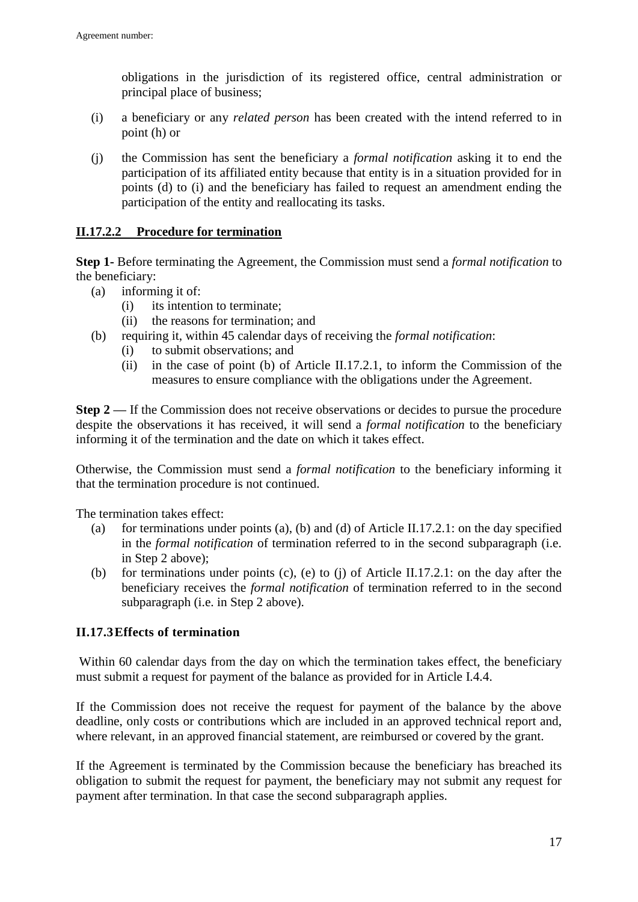obligations in the jurisdiction of its registered office, central administration or principal place of business;

(i) a beneficiary or any *related person* has been created with the intend referred to in point (h) or

(j) the Commission has sent the beneficiary a *formal notification* asking it to end the participation of its affiliated entity because that entity is in a situation provided for in points (d) to (i) and the beneficiary has failed to request an amendment ending the participation of the entity and reallocating its tasks.

#### II.17.2.2 Procedure for termination

**Step 1-** Before terminating the Agreement, the Commission must send a *formal notification* to the beneficiary:

- (a) informing it of:
  - (i) its intention to terminate;
  - (ii) the reasons for termination; and
- (b) requiring it, within 45 calendar days of receiving the *formal notification*:
  - (i) to submit observations; and
  - (ii) in the case of point (b) of Article II.17.2.1, to inform the Commission of the measures to ensure compliance with the obligations under the Agreement.

**Step 2 —** If the Commission does not receive observations or decides to pursue the procedure despite the observations it has received, it will send a *formal notification* to the beneficiary informing it of the termination and the date on which it takes effect.

Otherwise, the Commission must send a *formal notification* to the beneficiary informing it that the termination procedure is not continued.

The termination takes effect:

- (a) for terminations under points (a), (b) and (d) of Article II.17.2.1: on the day specified in the *formal notification* of termination referred to in the second subparagraph (i.e. in Step 2 above);
- (b) for terminations under points (c), (e) to (j) of Article II.17.2.1: on the day after the beneficiary receives the *formal notification* of termination referred to in the second subparagraph (i.e. in Step 2 above).

### II.17.3 Effects of termination

Within 60 calendar days from the day on which the termination takes effect, the beneficiary must submit a request for payment of the balance as provided for in Article I.4.4.

If the Commission does not receive the request for payment of the balance by the above deadline, only costs or contributions which are included in an approved technical report and, where relevant, in an approved financial statement, are reimbursed or covered by the grant.

If the Agreement is terminated by the Commission because the beneficiary has breached its obligation to submit the request for payment, the beneficiary may not submit any request for payment after termination. In that case the second subparagraph applies.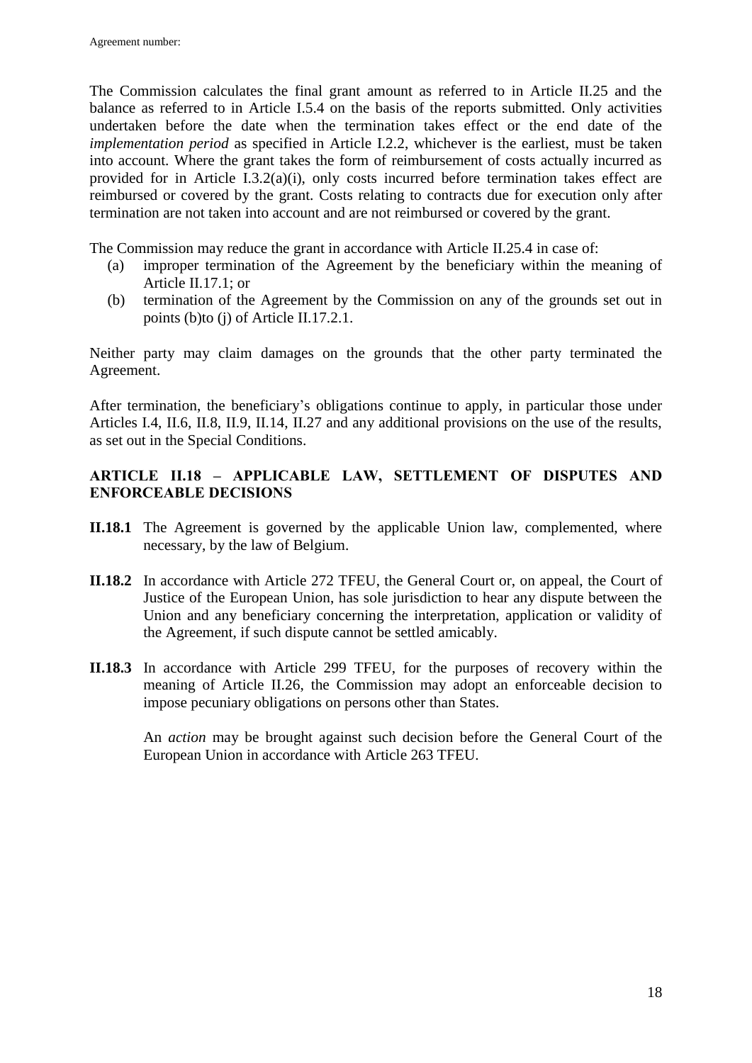The Commission calculates the final grant amount as referred to in Article II.25 and the balance as referred to in Article I.5.4 on the basis of the reports submitted. Only activities undertaken before the date when the termination takes effect or the end date of the *implementation period* as specified in Article I.2.2, whichever is the earliest, must be taken into account. Where the grant takes the form of reimbursement of costs actually incurred as provided for in Article I.3.2(a)(i), only costs incurred before termination takes effect are reimbursed or covered by the grant. Costs relating to contracts due for execution only after termination are not taken into account and are not reimbursed or covered by the grant.

The Commission may reduce the grant in accordance with Article II.25.4 in case of:

(a) improper termination of the Agreement by the beneficiary within the meaning of Article II.17.1; or
(b) termination of the Agreement by the Commission on any of the grounds set out in points (b)to (j) of Article II.17.2.1.

Neither party may claim damages on the grounds that the other party terminated the Agreement.

After termination, the beneficiary's obligations continue to apply, in particular those under Articles I.4, II.6, II.8, II.9, II.14, II.27 and any additional provisions on the use of the results, as set out in the Special Conditions.

## ARTICLE II.18 – APPLICABLE LAW, SETTLEMENT OF DISPUTES AND ENFORCEABLE DECISIONS

**II.18.1** The Agreement is governed by the applicable Union law, complemented, where necessary, by the law of Belgium.

**II.18.2** In accordance with Article 272 TFEU, the General Court or, on appeal, the Court of Justice of the European Union, has sole jurisdiction to hear any dispute between the Union and any beneficiary concerning the interpretation, application or validity of the Agreement, if such dispute cannot be settled amicably.

**II.18.3** In accordance with Article 299 TFEU, for the purposes of recovery within the meaning of Article II.26, the Commission may adopt an enforceable decision to impose pecuniary obligations on persons other than States.

An *action* may be brought against such decision before the General Court of the European Union in accordance with Article 263 TFEU.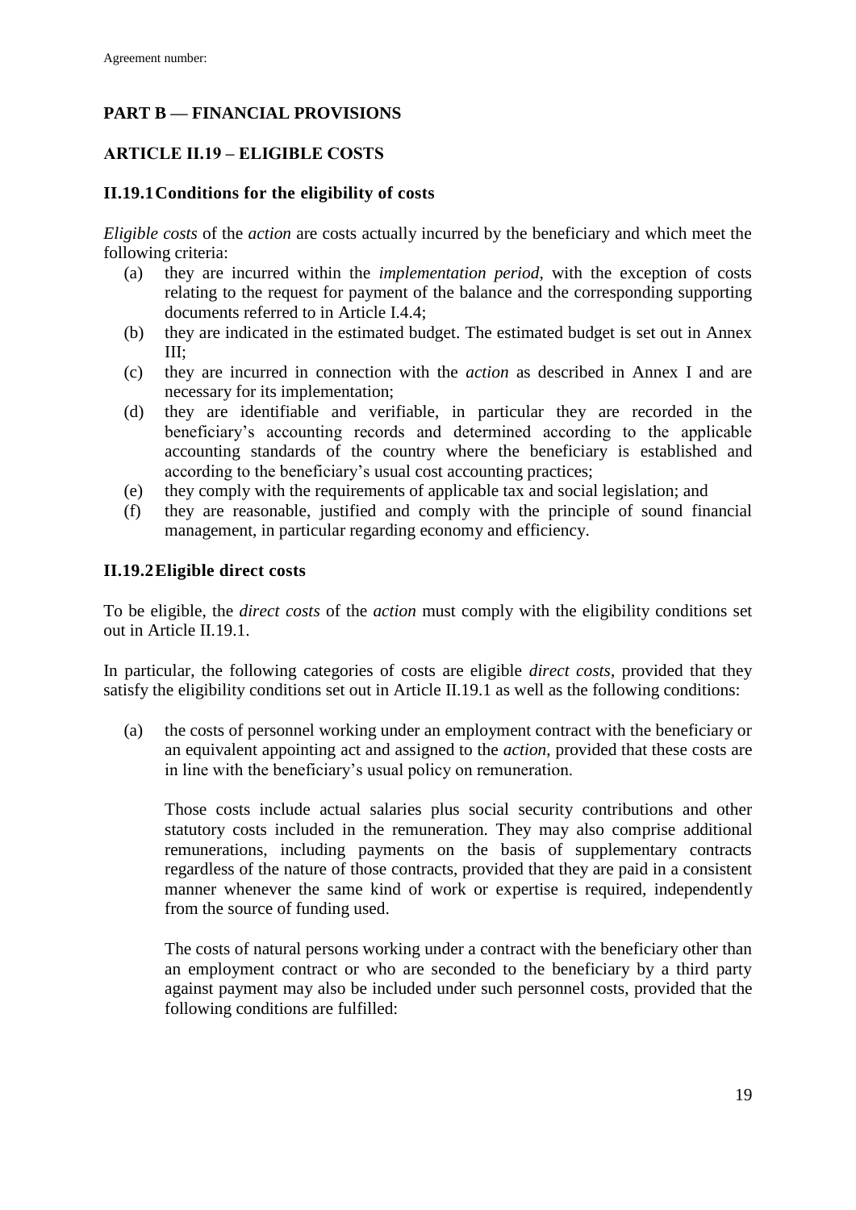## PART B — FINANCIAL PROVISIONS

### ARTICLE II.19 – ELIGIBLE COSTS

#### II.19.1 Conditions for the eligibility of costs

*Eligible costs* of the *action* are costs actually incurred by the beneficiary and which meet the following criteria:

(a) they are incurred within the *implementation period*, with the exception of costs relating to the request for payment of the balance and the corresponding supporting documents referred to in Article I.4.4;

(b) they are indicated in the estimated budget. The estimated budget is set out in Annex III;

(c) they are incurred in connection with the *action* as described in Annex I and are necessary for its implementation;

(d) they are identifiable and verifiable, in particular they are recorded in the beneficiary's accounting records and determined according to the applicable accounting standards of the country where the beneficiary is established and according to the beneficiary's usual cost accounting practices;

(e) they comply with the requirements of applicable tax and social legislation; and

(f) they are reasonable, justified and comply with the principle of sound financial management, in particular regarding economy and efficiency.

#### II.19.2 Eligible direct costs

To be eligible, the *direct costs* of the *action* must comply with the eligibility conditions set out in Article II.19.1.

In particular, the following categories of costs are eligible *direct costs*, provided that they satisfy the eligibility conditions set out in Article II.19.1 as well as the following conditions:

(a) the costs of personnel working under an employment contract with the beneficiary or an equivalent appointing act and assigned to the *action*, provided that these costs are in line with the beneficiary's usual policy on remuneration.

   Those costs include actual salaries plus social security contributions and other statutory costs included in the remuneration. They may also comprise additional remunerations, including payments on the basis of supplementary contracts regardless of the nature of those contracts, provided that they are paid in a consistent manner whenever the same kind of work or expertise is required, independently from the source of funding used.

   The costs of natural persons working under a contract with the beneficiary other than an employment contract or who are seconded to the beneficiary by a third party against payment may also be included under such personnel costs, provided that the following conditions are fulfilled: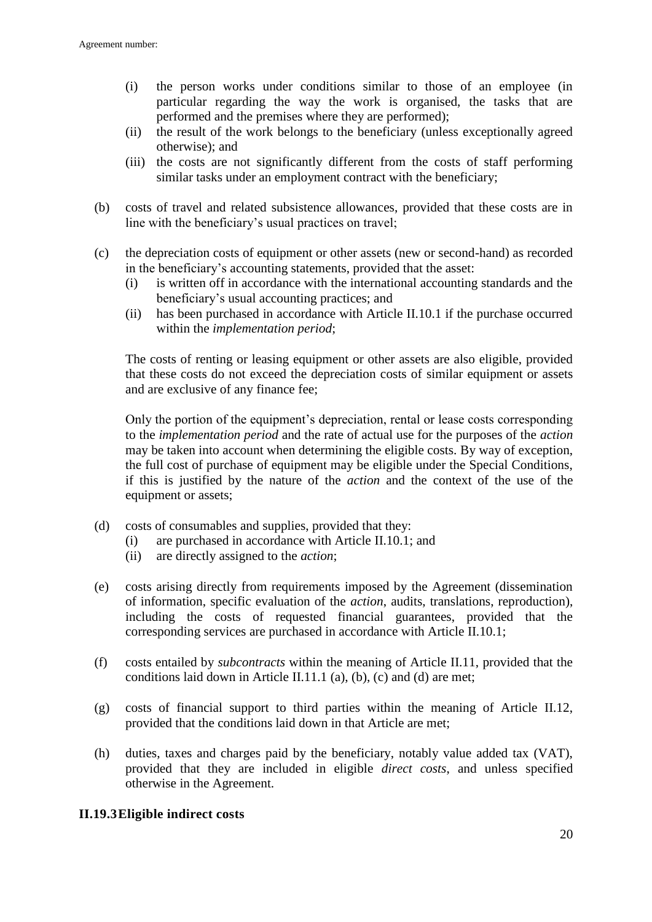(i) the person works under conditions similar to those of an employee (in particular regarding the way the work is organised, the tasks that are performed and the premises where they are performed);
(ii) the result of the work belongs to the beneficiary (unless exceptionally agreed otherwise); and
(iii) the costs are not significantly different from the costs of staff performing similar tasks under an employment contract with the beneficiary;

(b) costs of travel and related subsistence allowances, provided that these costs are in line with the beneficiary's usual practices on travel;

(c) the depreciation costs of equipment or other assets (new or second-hand) as recorded in the beneficiary's accounting statements, provided that the asset:
   (i) is written off in accordance with the international accounting standards and the beneficiary's usual accounting practices; and
   (ii) has been purchased in accordance with Article II.10.1 if the purchase occurred within the *implementation period*;

   The costs of renting or leasing equipment or other assets are also eligible, provided that these costs do not exceed the depreciation costs of similar equipment or assets and are exclusive of any finance fee;

   Only the portion of the equipment's depreciation, rental or lease costs corresponding to the *implementation period* and the rate of actual use for the purposes of the *action* may be taken into account when determining the eligible costs. By way of exception, the full cost of purchase of equipment may be eligible under the Special Conditions, if this is justified by the nature of the *action* and the context of the use of the equipment or assets;

(d) costs of consumables and supplies, provided that they:
   (i) are purchased in accordance with Article II.10.1; and
   (ii) are directly assigned to the *action*;

(e) costs arising directly from requirements imposed by the Agreement (dissemination of information, specific evaluation of the *action*, audits, translations, reproduction), including the costs of requested financial guarantees, provided that the corresponding services are purchased in accordance with Article II.10.1;

(f) costs entailed by *subcontracts* within the meaning of Article II.11, provided that the conditions laid down in Article II.11.1 (a), (b), (c) and (d) are met;

(g) costs of financial support to third parties within the meaning of Article II.12, provided that the conditions laid down in that Article are met;

(h) duties, taxes and charges paid by the beneficiary, notably value added tax (VAT), provided that they are included in eligible *direct costs*, and unless specified otherwise in the Agreement.

### II.19.3 Eligible indirect costs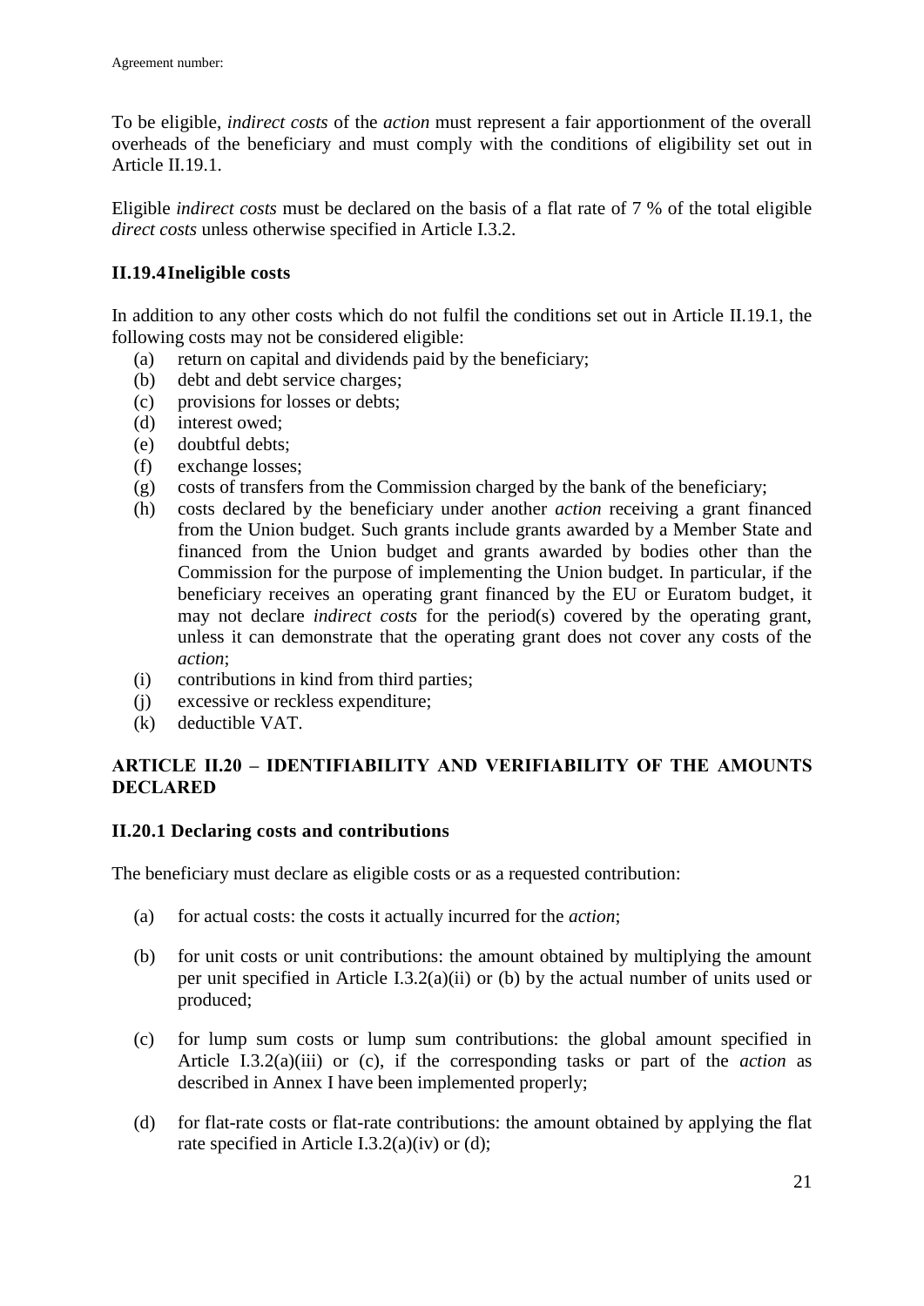To be eligible, *indirect costs* of the *action* must represent a fair apportionment of the overall overheads of the beneficiary and must comply with the conditions of eligibility set out in Article II.19.1.

Eligible *indirect costs* must be declared on the basis of a flat rate of 7 % of the total eligible *direct costs* unless otherwise specified in Article I.3.2.

### II.19.4 Ineligible costs

In addition to any other costs which do not fulfil the conditions set out in Article II.19.1, the following costs may not be considered eligible:

(a) return on capital and dividends paid by the beneficiary;
(b) debt and debt service charges;
(c) provisions for losses or debts;
(d) interest owed;
(e) doubtful debts;
(f) exchange losses;
(g) costs of transfers from the Commission charged by the bank of the beneficiary;
(h) costs declared by the beneficiary under another *action* receiving a grant financed from the Union budget. Such grants include grants awarded by a Member State and financed from the Union budget and grants awarded by bodies other than the Commission for the purpose of implementing the Union budget. In particular, if the beneficiary receives an operating grant financed by the EU or Euratom budget, it may not declare *indirect costs* for the period(s) covered by the operating grant, unless it can demonstrate that the operating grant does not cover any costs of the *action*;
(i) contributions in kind from third parties;
(j) excessive or reckless expenditure;
(k) deductible VAT.

## ARTICLE II.20 – IDENTIFIABILITY AND VERIFIABILITY OF THE AMOUNTS DECLARED

### II.20.1 Declaring costs and contributions

The beneficiary must declare as eligible costs or as a requested contribution:

(a) for actual costs: the costs it actually incurred for the *action*;

(b) for unit costs or unit contributions: the amount obtained by multiplying the amount per unit specified in Article I.3.2(a)(ii) or (b) by the actual number of units used or produced;

(c) for lump sum costs or lump sum contributions: the global amount specified in Article I.3.2(a)(iii) or (c), if the corresponding tasks or part of the *action* as described in Annex I have been implemented properly;

(d) for flat-rate costs or flat-rate contributions: the amount obtained by applying the flat rate specified in Article I.3.2(a)(iv) or (d);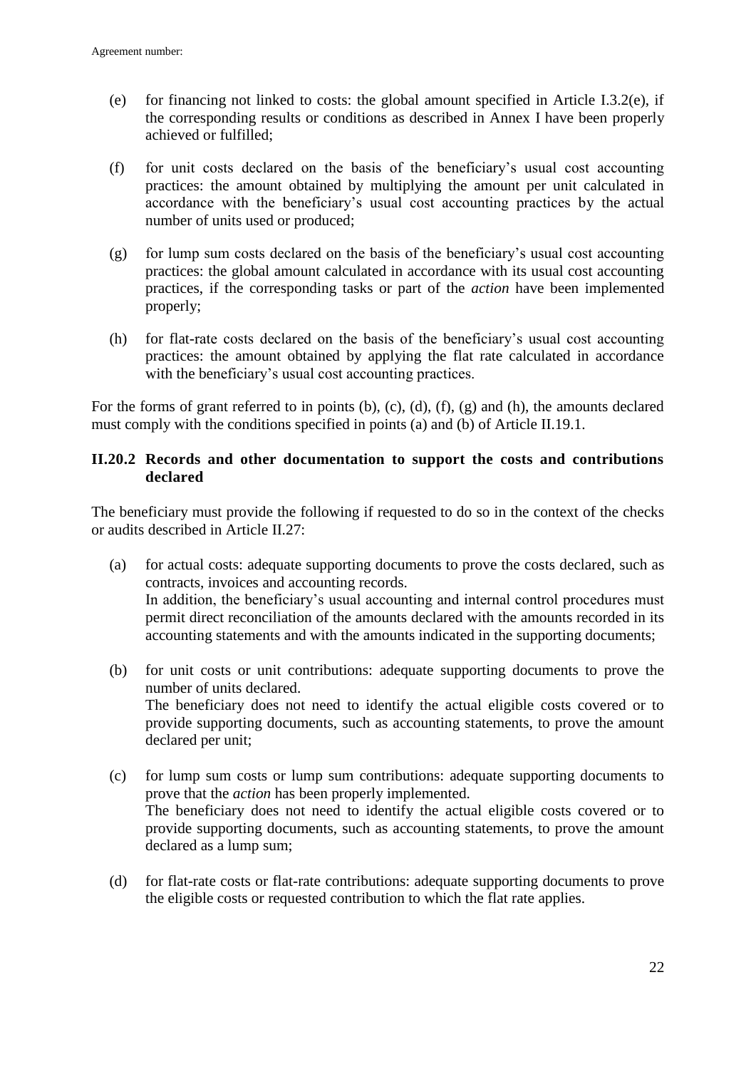(e) for financing not linked to costs: the global amount specified in Article I.3.2(e), if the corresponding results or conditions as described in Annex I have been properly achieved or fulfilled;

(f) for unit costs declared on the basis of the beneficiary's usual cost accounting practices: the amount obtained by multiplying the amount per unit calculated in accordance with the beneficiary's usual cost accounting practices by the actual number of units used or produced;

(g) for lump sum costs declared on the basis of the beneficiary's usual cost accounting practices: the global amount calculated in accordance with its usual cost accounting practices, if the corresponding tasks or part of the *action* have been implemented properly;

(h) for flat-rate costs declared on the basis of the beneficiary's usual cost accounting practices: the amount obtained by applying the flat rate calculated in accordance with the beneficiary's usual cost accounting practices.

For the forms of grant referred to in points (b), (c), (d), (f), (g) and (h), the amounts declared must comply with the conditions specified in points (a) and (b) of Article II.19.1.

### II.20.2 Records and other documentation to support the costs and contributions declared

The beneficiary must provide the following if requested to do so in the context of the checks or audits described in Article II.27:

(a) for actual costs: adequate supporting documents to prove the costs declared, such as contracts, invoices and accounting records.
In addition, the beneficiary's usual accounting and internal control procedures must permit direct reconciliation of the amounts declared with the amounts recorded in its accounting statements and with the amounts indicated in the supporting documents;

(b) for unit costs or unit contributions: adequate supporting documents to prove the number of units declared.
The beneficiary does not need to identify the actual eligible costs covered or to provide supporting documents, such as accounting statements, to prove the amount declared per unit;

(c) for lump sum costs or lump sum contributions: adequate supporting documents to prove that the *action* has been properly implemented.
The beneficiary does not need to identify the actual eligible costs covered or to provide supporting documents, such as accounting statements, to prove the amount declared as a lump sum;

(d) for flat-rate costs or flat-rate contributions: adequate supporting documents to prove the eligible costs or requested contribution to which the flat rate applies.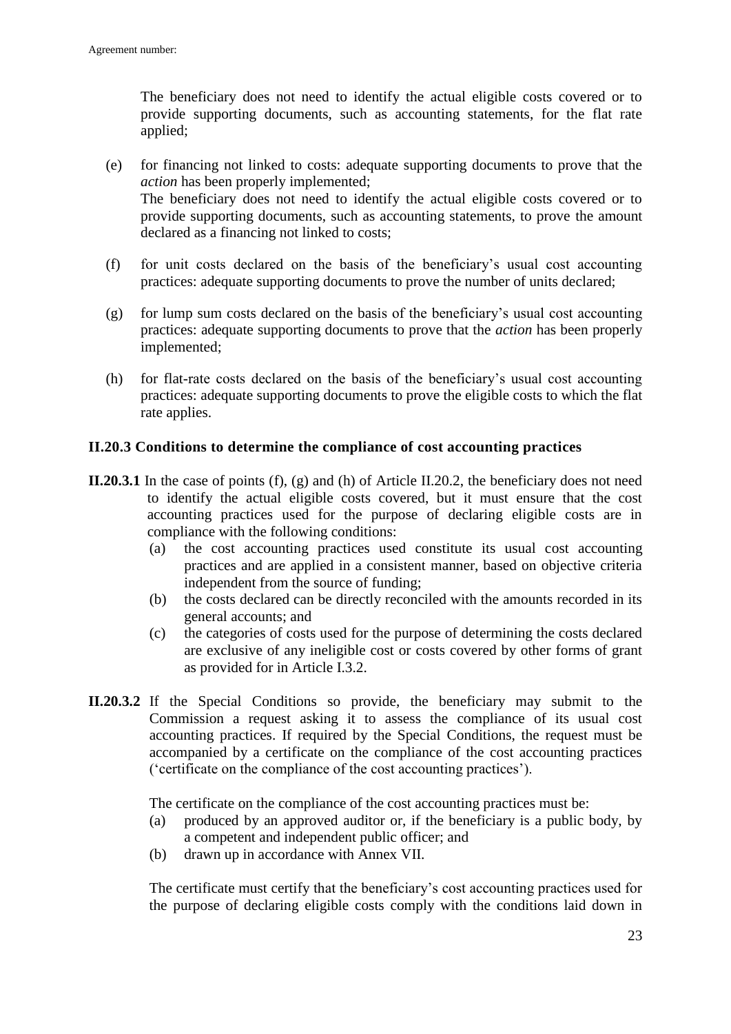The beneficiary does not need to identify the actual eligible costs covered or to provide supporting documents, such as accounting statements, for the flat rate applied;

(e) for financing not linked to costs: adequate supporting documents to prove that the *action* has been properly implemented;
The beneficiary does not need to identify the actual eligible costs covered or to provide supporting documents, such as accounting statements, to prove the amount declared as a financing not linked to costs;

(f) for unit costs declared on the basis of the beneficiary's usual cost accounting practices: adequate supporting documents to prove the number of units declared;

(g) for lump sum costs declared on the basis of the beneficiary's usual cost accounting practices: adequate supporting documents to prove that the *action* has been properly implemented;

(h) for flat-rate costs declared on the basis of the beneficiary's usual cost accounting practices: adequate supporting documents to prove the eligible costs to which the flat rate applies.

### II.20.3 Conditions to determine the compliance of cost accounting practices

**II.20.3.1** In the case of points (f), (g) and (h) of Article II.20.2, the beneficiary does not need to identify the actual eligible costs covered, but it must ensure that the cost accounting practices used for the purpose of declaring eligible costs are in compliance with the following conditions:

(a) the cost accounting practices used constitute its usual cost accounting practices and are applied in a consistent manner, based on objective criteria independent from the source of funding;
(b) the costs declared can be directly reconciled with the amounts recorded in its general accounts; and
(c) the categories of costs used for the purpose of determining the costs declared are exclusive of any ineligible cost or costs covered by other forms of grant as provided for in Article I.3.2.

**II.20.3.2** If the Special Conditions so provide, the beneficiary may submit to the Commission a request asking it to assess the compliance of its usual cost accounting practices. If required by the Special Conditions, the request must be accompanied by a certificate on the compliance of the cost accounting practices ('certificate on the compliance of the cost accounting practices').

The certificate on the compliance of the cost accounting practices must be:

(a) produced by an approved auditor or, if the beneficiary is a public body, by a competent and independent public officer; and
(b) drawn up in accordance with Annex VII.

The certificate must certify that the beneficiary's cost accounting practices used for the purpose of declaring eligible costs comply with the conditions laid down in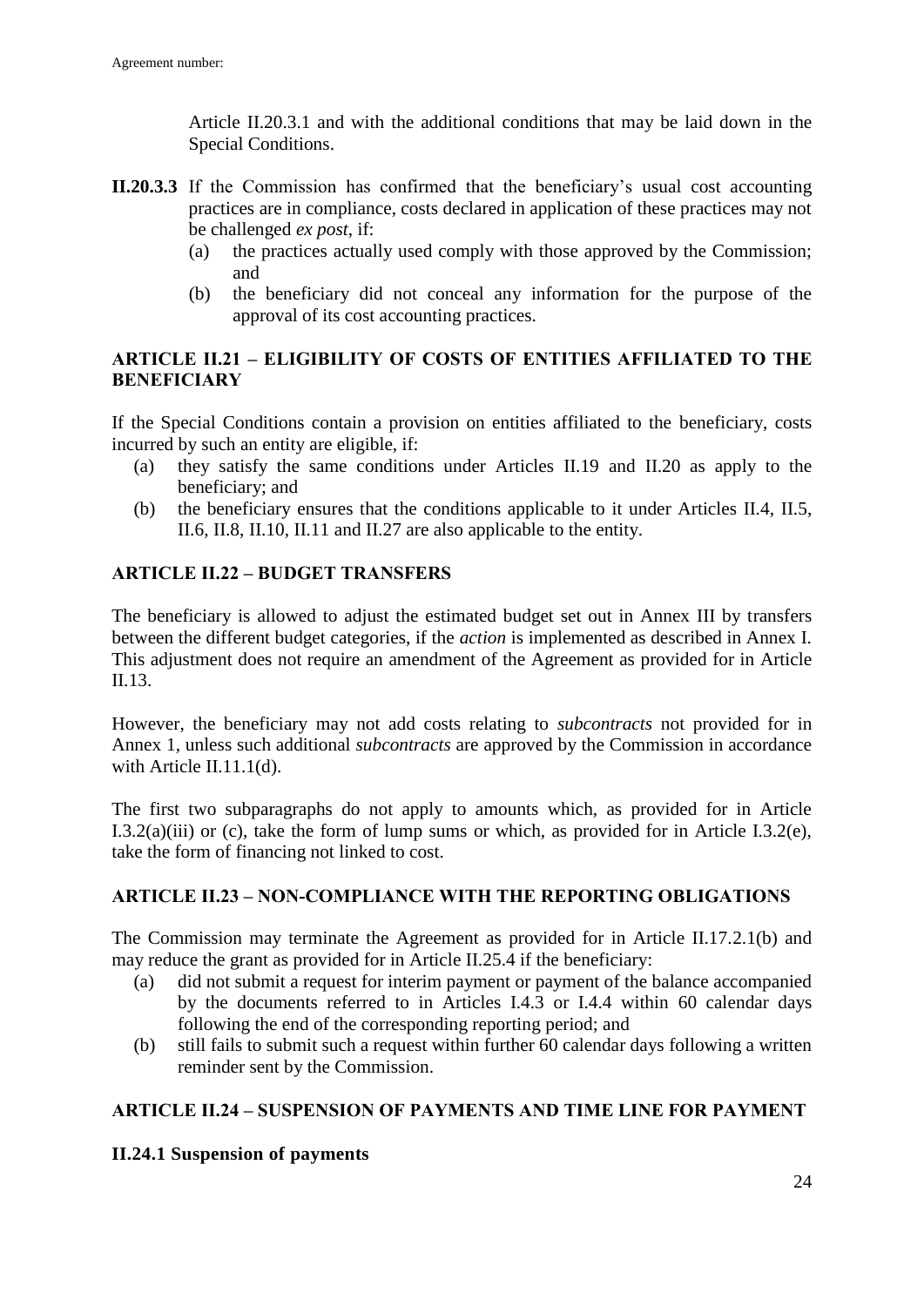Article II.20.3.1 and with the additional conditions that may be laid down in the Special Conditions.

**II.20.3.3** If the Commission has confirmed that the beneficiary's usual cost accounting practices are in compliance, costs declared in application of these practices may not be challenged *ex post*, if:

- (a) the practices actually used comply with those approved by the Commission; and
- (b) the beneficiary did not conceal any information for the purpose of the approval of its cost accounting practices.

## ARTICLE II.21 – ELIGIBILITY OF COSTS OF ENTITIES AFFILIATED TO THE BENEFICIARY

If the Special Conditions contain a provision on entities affiliated to the beneficiary, costs incurred by such an entity are eligible, if:

- (a) they satisfy the same conditions under Articles II.19 and II.20 as apply to the beneficiary; and
- (b) the beneficiary ensures that the conditions applicable to it under Articles II.4, II.5, II.6, II.8, II.10, II.11 and II.27 are also applicable to the entity.

## ARTICLE II.22 – BUDGET TRANSFERS

The beneficiary is allowed to adjust the estimated budget set out in Annex III by transfers between the different budget categories, if the *action* is implemented as described in Annex I. This adjustment does not require an amendment of the Agreement as provided for in Article II.13.

However, the beneficiary may not add costs relating to *subcontracts* not provided for in Annex 1, unless such additional *subcontracts* are approved by the Commission in accordance with Article II.11.1(d).

The first two subparagraphs do not apply to amounts which, as provided for in Article I.3.2(a)(iii) or (c), take the form of lump sums or which, as provided for in Article I.3.2(e), take the form of financing not linked to cost.

## ARTICLE II.23 – NON-COMPLIANCE WITH THE REPORTING OBLIGATIONS

The Commission may terminate the Agreement as provided for in Article II.17.2.1(b) and may reduce the grant as provided for in Article II.25.4 if the beneficiary:

- (a) did not submit a request for interim payment or payment of the balance accompanied by the documents referred to in Articles I.4.3 or I.4.4 within 60 calendar days following the end of the corresponding reporting period; and
- (b) still fails to submit such a request within further 60 calendar days following a written reminder sent by the Commission.

## ARTICLE II.24 – SUSPENSION OF PAYMENTS AND TIME LINE FOR PAYMENT

### II.24.1 Suspension of payments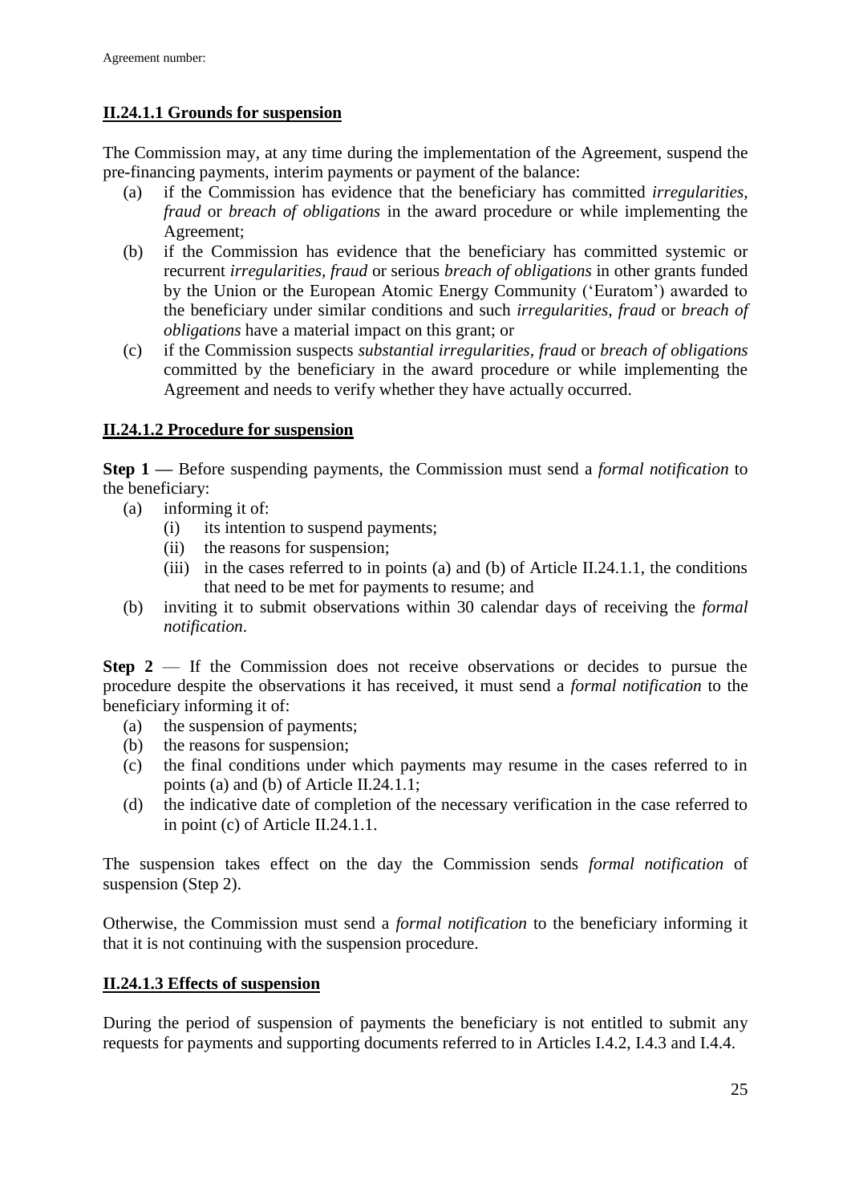### II.24.1.1 Grounds for suspension

The Commission may, at any time during the implementation of the Agreement, suspend the pre-financing payments, interim payments or payment of the balance:

(a) if the Commission has evidence that the beneficiary has committed *irregularities*, *fraud* or *breach of obligations* in the award procedure or while implementing the Agreement;

(b) if the Commission has evidence that the beneficiary has committed systemic or recurrent *irregularities*, *fraud* or serious *breach of obligations* in other grants funded by the Union or the European Atomic Energy Community ('Euratom') awarded to the beneficiary under similar conditions and such *irregularities, fraud* or *breach of obligations* have a material impact on this grant; or

(c) if the Commission suspects *substantial irregularities*, *fraud* or *breach of obligations* committed by the beneficiary in the award procedure or while implementing the Agreement and needs to verify whether they have actually occurred.

### II.24.1.2 Procedure for suspension

**Step 1 —** Before suspending payments, the Commission must send a *formal notification* to the beneficiary:

(a) informing it of:
  (i) its intention to suspend payments;
  (ii) the reasons for suspension;
  (iii) in the cases referred to in points (a) and (b) of Article II.24.1.1, the conditions that need to be met for payments to resume; and

(b) inviting it to submit observations within 30 calendar days of receiving the *formal notification*.

**Step 2** — If the Commission does not receive observations or decides to pursue the procedure despite the observations it has received, it must send a *formal notification* to the beneficiary informing it of:

(a) the suspension of payments;
(b) the reasons for suspension;
(c) the final conditions under which payments may resume in the cases referred to in points (a) and (b) of Article II.24.1.1;
(d) the indicative date of completion of the necessary verification in the case referred to in point (c) of Article II.24.1.1.

The suspension takes effect on the day the Commission sends *formal notification* of suspension (Step 2).

Otherwise, the Commission must send a *formal notification* to the beneficiary informing it that it is not continuing with the suspension procedure.

### II.24.1.3 Effects of suspension

During the period of suspension of payments the beneficiary is not entitled to submit any requests for payments and supporting documents referred to in Articles I.4.2, I.4.3 and I.4.4.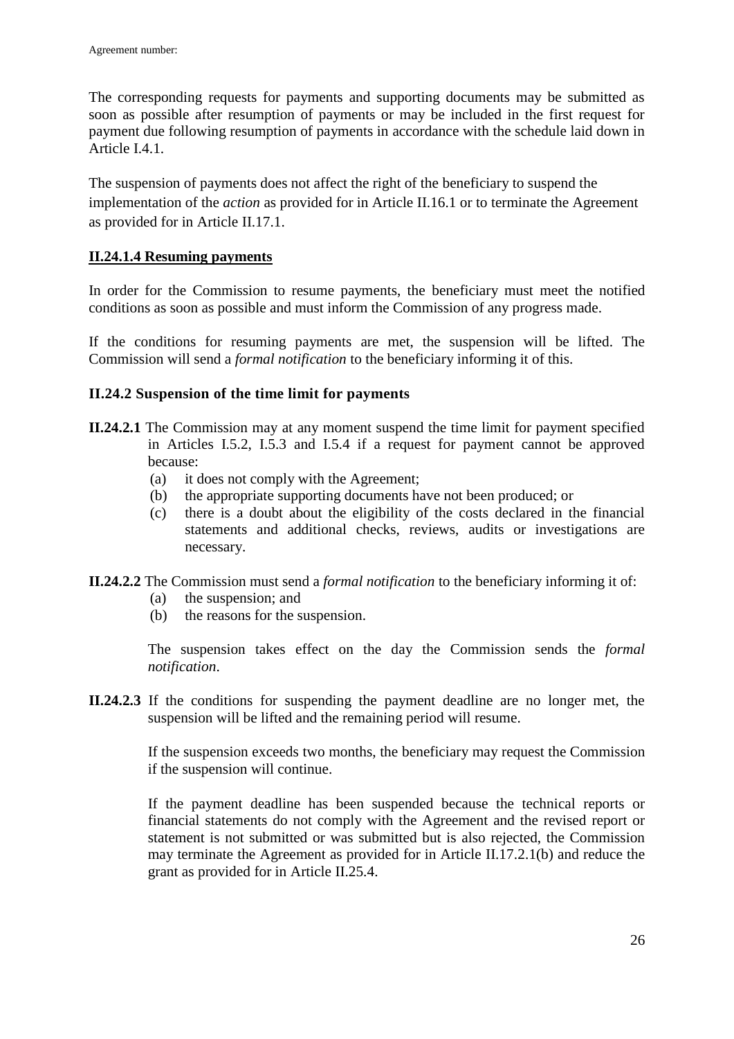The corresponding requests for payments and supporting documents may be submitted as soon as possible after resumption of payments or may be included in the first request for payment due following resumption of payments in accordance with the schedule laid down in Article I.4.1.

The suspension of payments does not affect the right of the beneficiary to suspend the implementation of the *action* as provided for in Article II.16.1 or to terminate the Agreement as provided for in Article II.17.1.

#### II.24.1.4 Resuming payments

In order for the Commission to resume payments, the beneficiary must meet the notified conditions as soon as possible and must inform the Commission of any progress made.

If the conditions for resuming payments are met, the suspension will be lifted. The Commission will send a *formal notification* to the beneficiary informing it of this.

### II.24.2 Suspension of the time limit for payments

**II.24.2.1** The Commission may at any moment suspend the time limit for payment specified in Articles I.5.2, I.5.3 and I.5.4 if a request for payment cannot be approved because:

(a) it does not comply with the Agreement;
(b) the appropriate supporting documents have not been produced; or
(c) there is a doubt about the eligibility of the costs declared in the financial statements and additional checks, reviews, audits or investigations are necessary.

**II.24.2.2** The Commission must send a *formal notification* to the beneficiary informing it of:

(a) the suspension; and
(b) the reasons for the suspension.

The suspension takes effect on the day the Commission sends the *formal notification*.

**II.24.2.3** If the conditions for suspending the payment deadline are no longer met, the suspension will be lifted and the remaining period will resume.

If the suspension exceeds two months, the beneficiary may request the Commission if the suspension will continue.

If the payment deadline has been suspended because the technical reports or financial statements do not comply with the Agreement and the revised report or statement is not submitted or was submitted but is also rejected, the Commission may terminate the Agreement as provided for in Article II.17.2.1(b) and reduce the grant as provided for in Article II.25.4.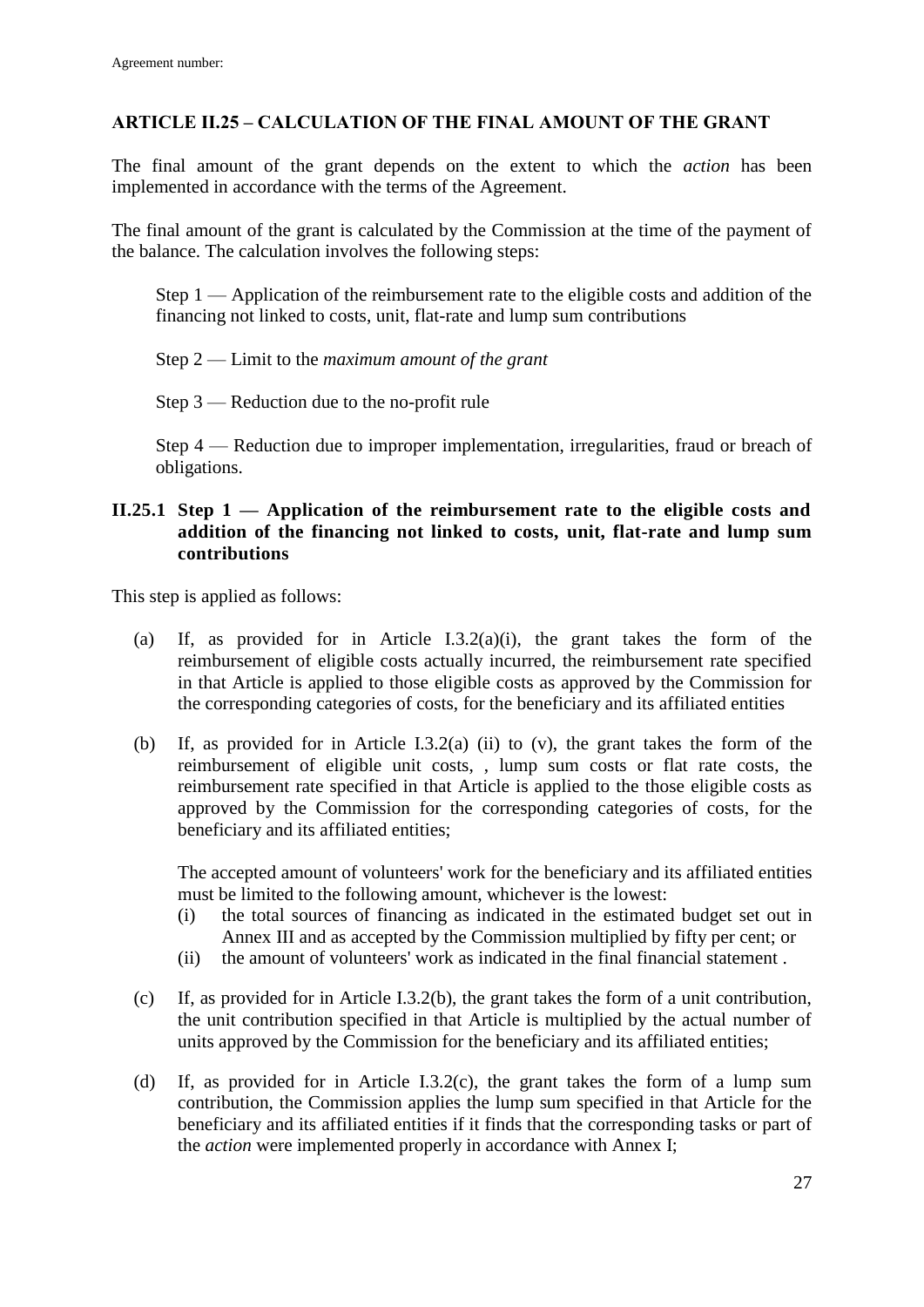## ARTICLE II.25 – CALCULATION OF THE FINAL AMOUNT OF THE GRANT

The final amount of the grant depends on the extent to which the *action* has been implemented in accordance with the terms of the Agreement.

The final amount of the grant is calculated by the Commission at the time of the payment of the balance. The calculation involves the following steps:

Step 1 — Application of the reimbursement rate to the eligible costs and addition of the financing not linked to costs, unit, flat-rate and lump sum contributions

Step 2 — Limit to the *maximum amount of the grant*

Step 3 — Reduction due to the no-profit rule

Step 4 — Reduction due to improper implementation, irregularities, fraud or breach of obligations.

### II.25.1 Step 1 — Application of the reimbursement rate to the eligible costs and addition of the financing not linked to costs, unit, flat-rate and lump sum contributions

This step is applied as follows:

(a) If, as provided for in Article I.3.2(a)(i), the grant takes the form of the reimbursement of eligible costs actually incurred, the reimbursement rate specified in that Article is applied to those eligible costs as approved by the Commission for the corresponding categories of costs, for the beneficiary and its affiliated entities

(b) If, as provided for in Article I.3.2(a) (ii) to (v), the grant takes the form of the reimbursement of eligible unit costs, , lump sum costs or flat rate costs, the reimbursement rate specified in that Article is applied to the those eligible costs as approved by the Commission for the corresponding categories of costs, for the beneficiary and its affiliated entities;

The accepted amount of volunteers' work for the beneficiary and its affiliated entities must be limited to the following amount, whichever is the lowest:

(i) the total sources of financing as indicated in the estimated budget set out in Annex III and as accepted by the Commission multiplied by fifty per cent; or

(ii) the amount of volunteers' work as indicated in the final financial statement .

(c) If, as provided for in Article I.3.2(b), the grant takes the form of a unit contribution, the unit contribution specified in that Article is multiplied by the actual number of units approved by the Commission for the beneficiary and its affiliated entities;

(d) If, as provided for in Article I.3.2(c), the grant takes the form of a lump sum contribution, the Commission applies the lump sum specified in that Article for the beneficiary and its affiliated entities if it finds that the corresponding tasks or part of the *action* were implemented properly in accordance with Annex I;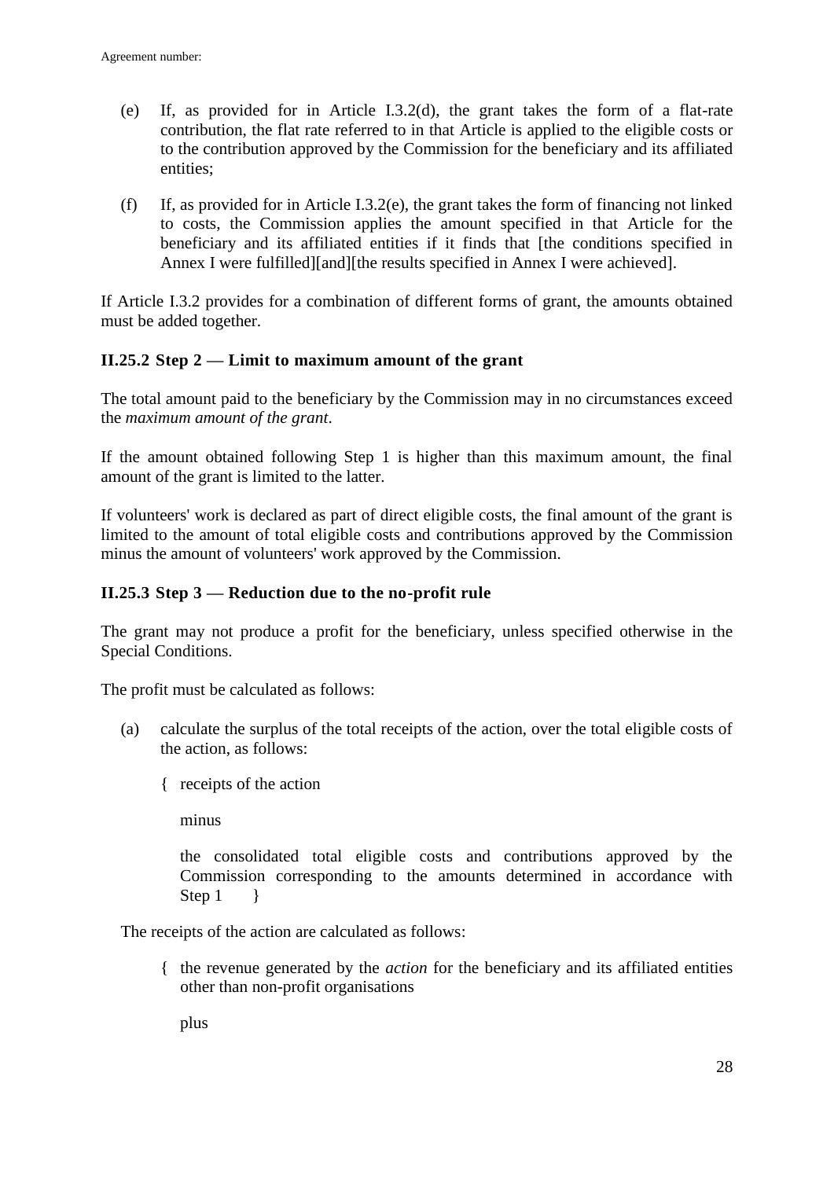(e) If, as provided for in Article I.3.2(d), the grant takes the form of a flat-rate contribution, the flat rate referred to in that Article is applied to the eligible costs or to the contribution approved by the Commission for the beneficiary and its affiliated entities;

(f) If, as provided for in Article I.3.2(e), the grant takes the form of financing not linked to costs, the Commission applies the amount specified in that Article for the beneficiary and its affiliated entities if it finds that [the conditions specified in Annex I were fulfilled][and][the results specified in Annex I were achieved].

If Article I.3.2 provides for a combination of different forms of grant, the amounts obtained must be added together.

### II.25.2 Step 2 — Limit to maximum amount of the grant

The total amount paid to the beneficiary by the Commission may in no circumstances exceed the *maximum amount of the grant*.

If the amount obtained following Step 1 is higher than this maximum amount, the final amount of the grant is limited to the latter.

If volunteers' work is declared as part of direct eligible costs, the final amount of the grant is limited to the amount of total eligible costs and contributions approved by the Commission minus the amount of volunteers' work approved by the Commission.

### II.25.3 Step 3 — Reduction due to the no-profit rule

The grant may not produce a profit for the beneficiary, unless specified otherwise in the Special Conditions.

The profit must be calculated as follows:

(a) calculate the surplus of the total receipts of the action, over the total eligible costs of the action, as follows:

{ receipts of the action

minus

the consolidated total eligible costs and contributions approved by the Commission corresponding to the amounts determined in accordance with Step 1 }

The receipts of the action are calculated as follows:

{ the revenue generated by the *action* for the beneficiary and its affiliated entities other than non-profit organisations

plus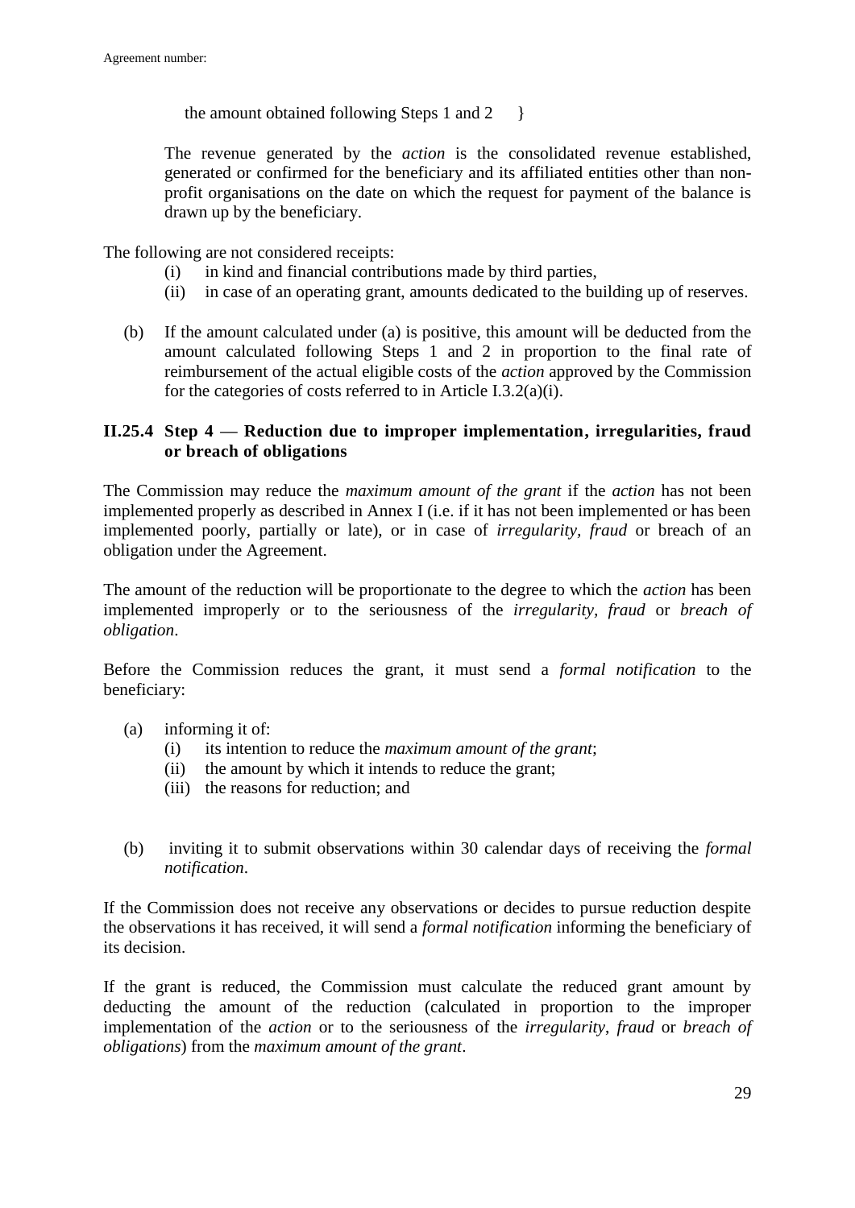the amount obtained following Steps 1 and 2 }

The revenue generated by the *action* is the consolidated revenue established, generated or confirmed for the beneficiary and its affiliated entities other than non-profit organisations on the date on which the request for payment of the balance is drawn up by the beneficiary.

The following are not considered receipts:

(i) in kind and financial contributions made by third parties,

(ii) in case of an operating grant, amounts dedicated to the building up of reserves.

(b) If the amount calculated under (a) is positive, this amount will be deducted from the amount calculated following Steps 1 and 2 in proportion to the final rate of reimbursement of the actual eligible costs of the *action* approved by the Commission for the categories of costs referred to in Article I.3.2(a)(i).

### II.25.4 Step 4 — Reduction due to improper implementation, irregularities, fraud or breach of obligations

The Commission may reduce the *maximum amount of the grant* if the *action* has not been implemented properly as described in Annex I (i.e. if it has not been implemented or has been implemented poorly, partially or late), or in case of *irregularity, fraud* or breach of an obligation under the Agreement.

The amount of the reduction will be proportionate to the degree to which the *action* has been implemented improperly or to the seriousness of the *irregularity, fraud* or *breach of obligation*.

Before the Commission reduces the grant, it must send a *formal notification* to the beneficiary:

(a) informing it of:

(i) its intention to reduce the *maximum amount of the grant*;

(ii) the amount by which it intends to reduce the grant;

(iii) the reasons for reduction; and

(b) inviting it to submit observations within 30 calendar days of receiving the *formal notification*.

If the Commission does not receive any observations or decides to pursue reduction despite the observations it has received, it will send a *formal notification* informing the beneficiary of its decision.

If the grant is reduced, the Commission must calculate the reduced grant amount by deducting the amount of the reduction (calculated in proportion to the improper implementation of the *action* or to the seriousness of the *irregularity*, *fraud* or *breach of obligations*) from the *maximum amount of the grant*.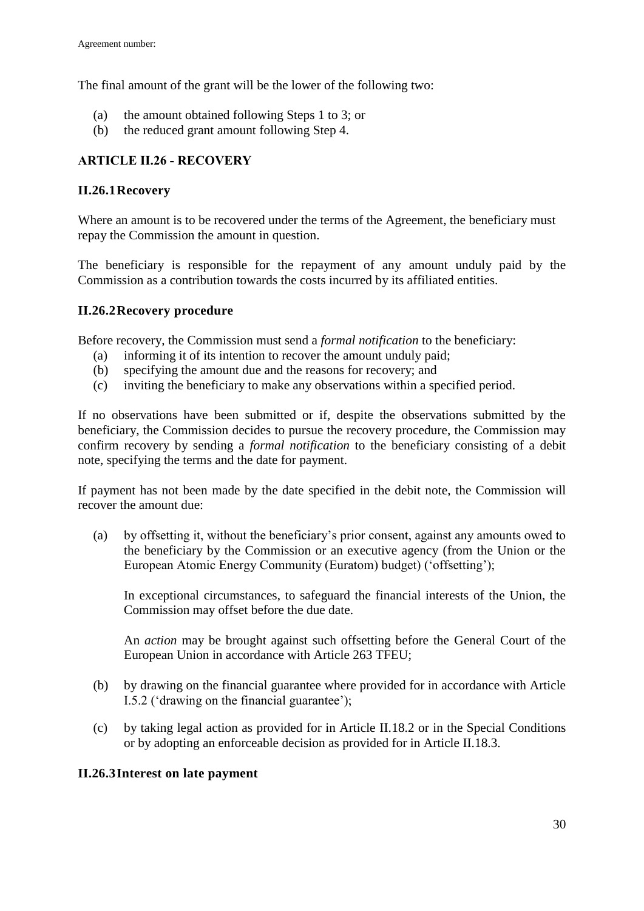The final amount of the grant will be the lower of the following two:

(a) the amount obtained following Steps 1 to 3; or
(b) the reduced grant amount following Step 4.

## ARTICLE II.26 - RECOVERY

### II.26.1 Recovery

Where an amount is to be recovered under the terms of the Agreement, the beneficiary must repay the Commission the amount in question.

The beneficiary is responsible for the repayment of any amount unduly paid by the Commission as a contribution towards the costs incurred by its affiliated entities.

### II.26.2 Recovery procedure

Before recovery, the Commission must send a *formal notification* to the beneficiary:

(a) informing it of its intention to recover the amount unduly paid;
(b) specifying the amount due and the reasons for recovery; and
(c) inviting the beneficiary to make any observations within a specified period.

If no observations have been submitted or if, despite the observations submitted by the beneficiary, the Commission decides to pursue the recovery procedure, the Commission may confirm recovery by sending a *formal notification* to the beneficiary consisting of a debit note, specifying the terms and the date for payment.

If payment has not been made by the date specified in the debit note, the Commission will recover the amount due:

(a) by offsetting it, without the beneficiary's prior consent, against any amounts owed to the beneficiary by the Commission or an executive agency (from the Union or the European Atomic Energy Community (Euratom) budget) ('offsetting');

    In exceptional circumstances, to safeguard the financial interests of the Union, the Commission may offset before the due date.

    An *action* may be brought against such offsetting before the General Court of the European Union in accordance with Article 263 TFEU;

(b) by drawing on the financial guarantee where provided for in accordance with Article I.5.2 ('drawing on the financial guarantee');

(c) by taking legal action as provided for in Article II.18.2 or in the Special Conditions or by adopting an enforceable decision as provided for in Article II.18.3.

### II.26.3 Interest on late payment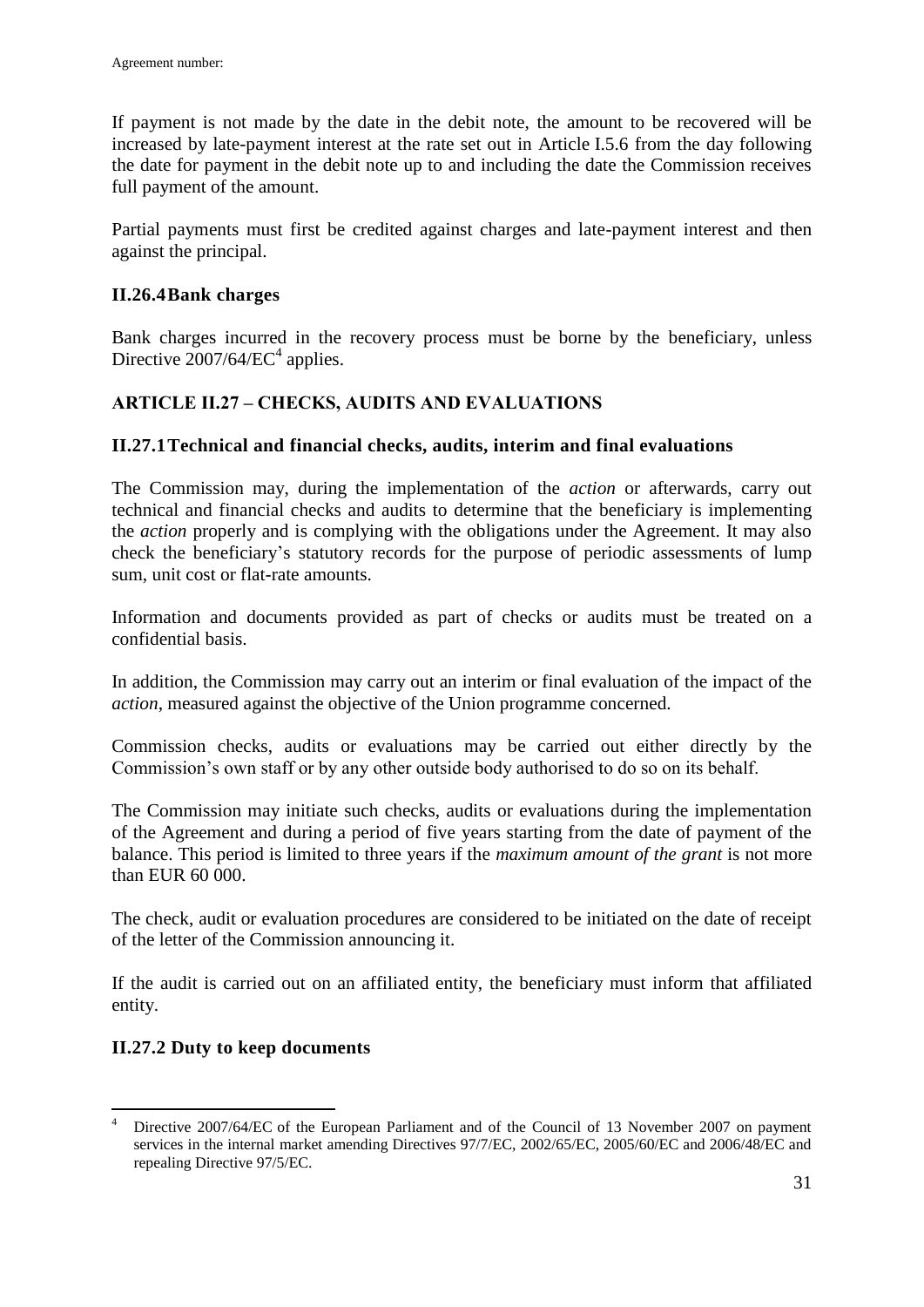If payment is not made by the date in the debit note, the amount to be recovered will be increased by late-payment interest at the rate set out in Article I.5.6 from the day following the date for payment in the debit note up to and including the date the Commission receives full payment of the amount.

Partial payments must first be credited against charges and late-payment interest and then against the principal.

### II.26.4 Bank charges

Bank charges incurred in the recovery process must be borne by the beneficiary, unless Directive 2007/64/EC[4] applies.

## ARTICLE II.27 – CHECKS, AUDITS AND EVALUATIONS

### II.27.1 Technical and financial checks, audits, interim and final evaluations

The Commission may, during the implementation of the *action* or afterwards, carry out technical and financial checks and audits to determine that the beneficiary is implementing the *action* properly and is complying with the obligations under the Agreement. It may also check the beneficiary's statutory records for the purpose of periodic assessments of lump sum, unit cost or flat-rate amounts.

Information and documents provided as part of checks or audits must be treated on a confidential basis.

In addition, the Commission may carry out an interim or final evaluation of the impact of the *action*, measured against the objective of the Union programme concerned.

Commission checks, audits or evaluations may be carried out either directly by the Commission's own staff or by any other outside body authorised to do so on its behalf.

The Commission may initiate such checks, audits or evaluations during the implementation of the Agreement and during a period of five years starting from the date of payment of the balance. This period is limited to three years if the *maximum amount of the grant* is not more than EUR 60 000.

The check, audit or evaluation procedures are considered to be initiated on the date of receipt of the letter of the Commission announcing it.

If the audit is carried out on an affiliated entity, the beneficiary must inform that affiliated entity.

### II.27.2 Duty to keep documents

---

[4] Directive 2007/64/EC of the European Parliament and of the Council of 13 November 2007 on payment services in the internal market amending Directives 97/7/EC, 2002/65/EC, 2005/60/EC and 2006/48/EC and repealing Directive 97/5/EC.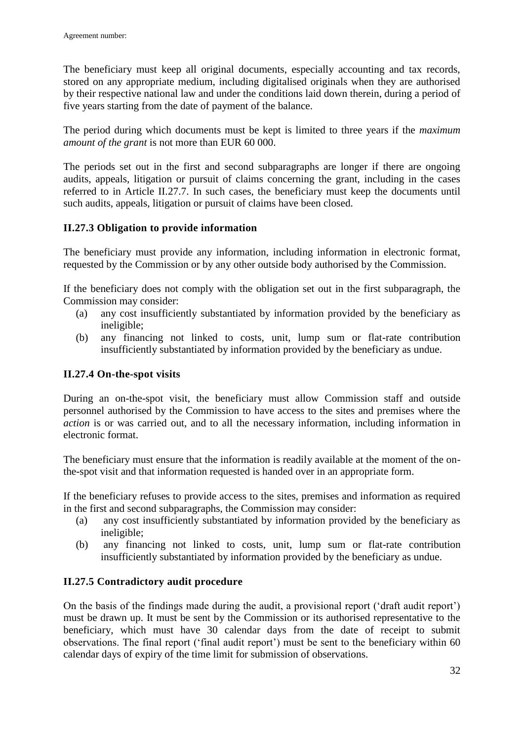The beneficiary must keep all original documents, especially accounting and tax records, stored on any appropriate medium, including digitalised originals when they are authorised by their respective national law and under the conditions laid down therein, during a period of five years starting from the date of payment of the balance.

The period during which documents must be kept is limited to three years if the *maximum amount of the grant* is not more than EUR 60 000.

The periods set out in the first and second subparagraphs are longer if there are ongoing audits, appeals, litigation or pursuit of claims concerning the grant, including in the cases referred to in Article II.27.7. In such cases, the beneficiary must keep the documents until such audits, appeals, litigation or pursuit of claims have been closed.

### II.27.3 Obligation to provide information

The beneficiary must provide any information, including information in electronic format, requested by the Commission or by any other outside body authorised by the Commission.

If the beneficiary does not comply with the obligation set out in the first subparagraph, the Commission may consider:

(a) any cost insufficiently substantiated by information provided by the beneficiary as ineligible;

(b) any financing not linked to costs, unit, lump sum or flat-rate contribution insufficiently substantiated by information provided by the beneficiary as undue.

### II.27.4 On-the-spot visits

During an on-the-spot visit, the beneficiary must allow Commission staff and outside personnel authorised by the Commission to have access to the sites and premises where the *action* is or was carried out, and to all the necessary information, including information in electronic format.

The beneficiary must ensure that the information is readily available at the moment of the on-the-spot visit and that information requested is handed over in an appropriate form.

If the beneficiary refuses to provide access to the sites, premises and information as required in the first and second subparagraphs, the Commission may consider:

(a) any cost insufficiently substantiated by information provided by the beneficiary as ineligible;

(b) any financing not linked to costs, unit, lump sum or flat-rate contribution insufficiently substantiated by information provided by the beneficiary as undue.

### II.27.5 Contradictory audit procedure

On the basis of the findings made during the audit, a provisional report ('draft audit report') must be drawn up. It must be sent by the Commission or its authorised representative to the beneficiary, which must have 30 calendar days from the date of receipt to submit observations. The final report ('final audit report') must be sent to the beneficiary within 60 calendar days of expiry of the time limit for submission of observations.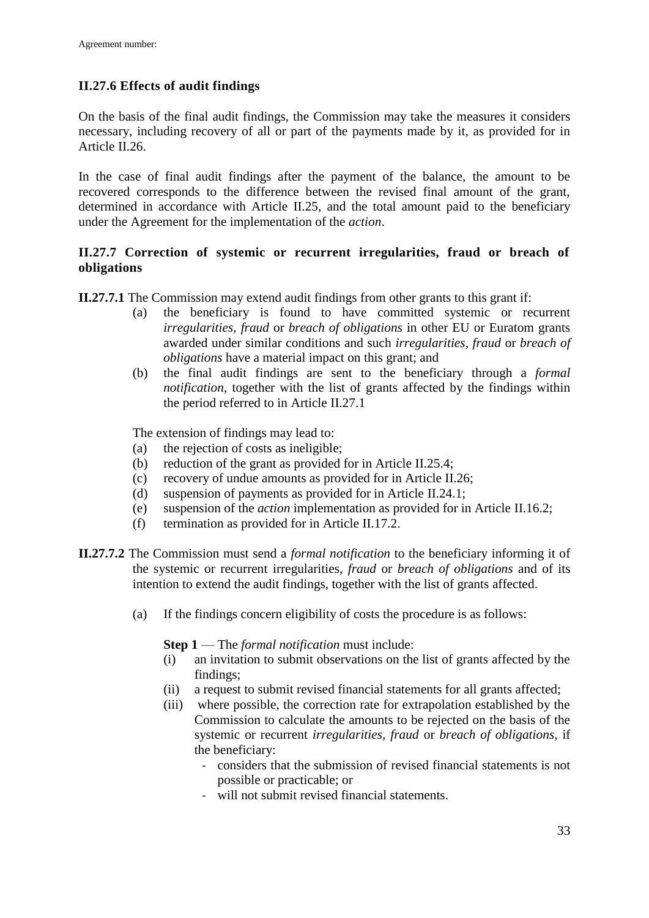### II.27.6 Effects of audit findings

On the basis of the final audit findings, the Commission may take the measures it considers necessary, including recovery of all or part of the payments made by it, as provided for in Article II.26.

In the case of final audit findings after the payment of the balance, the amount to be recovered corresponds to the difference between the revised final amount of the grant, determined in accordance with Article II.25, and the total amount paid to the beneficiary under the Agreement for the implementation of the *action*.

### II.27.7 Correction of systemic or recurrent irregularities, fraud or breach of obligations

**II.27.7.1** The Commission may extend audit findings from other grants to this grant if:

(a) the beneficiary is found to have committed systemic or recurrent *irregularities*, *fraud* or *breach of obligations* in other EU or Euratom grants awarded under similar conditions and such *irregularities*, *fraud* or *breach of obligations* have a material impact on this grant; and

(b) the final audit findings are sent to the beneficiary through a *formal notification*, together with the list of grants affected by the findings within the period referred to in Article II.27.1

The extension of findings may lead to:

(a) the rejection of costs as ineligible;
(b) reduction of the grant as provided for in Article II.25.4;
(c) recovery of undue amounts as provided for in Article II.26;
(d) suspension of payments as provided for in Article II.24.1;
(e) suspension of the *action* implementation as provided for in Article II.16.2;
(f) termination as provided for in Article II.17.2.

**II.27.7.2** The Commission must send a *formal notification* to the beneficiary informing it of the systemic or recurrent irregularities, *fraud* or *breach of obligations* and of its intention to extend the audit findings, together with the list of grants affected.

(a) If the findings concern eligibility of costs the procedure is as follows:

**Step 1** — The *formal notification* must include:

(i) an invitation to submit observations on the list of grants affected by the findings;
(ii) a request to submit revised financial statements for all grants affected;
(iii) where possible, the correction rate for extrapolation established by the Commission to calculate the amounts to be rejected on the basis of the systemic or recurrent *irregularities*, *fraud* or *breach of obligations*, if the beneficiary:
  - considers that the submission of revised financial statements is not possible or practicable; or
  - will not submit revised financial statements.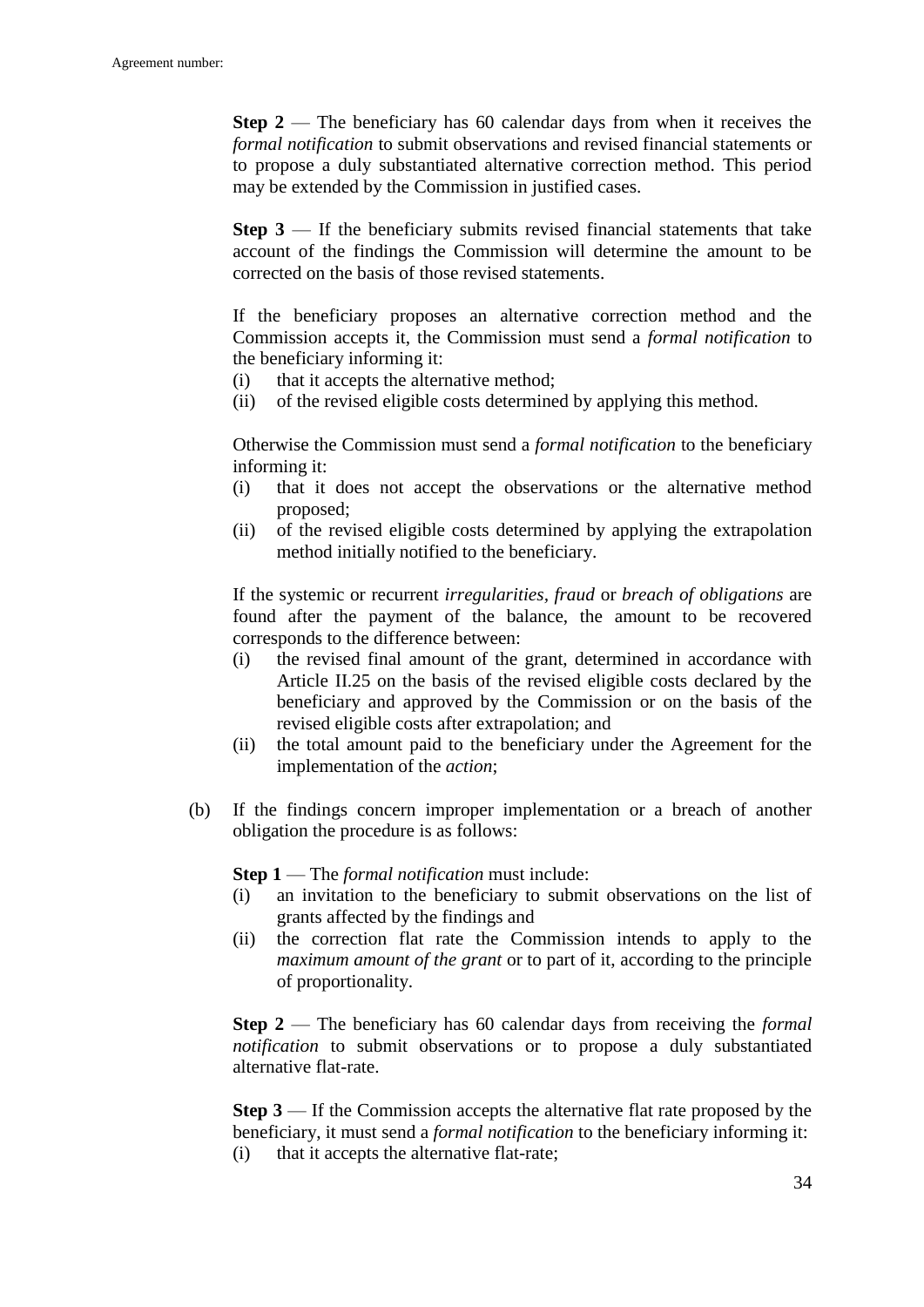**Step 2** — The beneficiary has 60 calendar days from when it receives the *formal notification* to submit observations and revised financial statements or to propose a duly substantiated alternative correction method. This period may be extended by the Commission in justified cases.

**Step 3** — If the beneficiary submits revised financial statements that take account of the findings the Commission will determine the amount to be corrected on the basis of those revised statements.

If the beneficiary proposes an alternative correction method and the Commission accepts it, the Commission must send a *formal notification* to the beneficiary informing it:

(i) that it accepts the alternative method;
(ii) of the revised eligible costs determined by applying this method.

Otherwise the Commission must send a *formal notification* to the beneficiary informing it:

(i) that it does not accept the observations or the alternative method proposed;
(ii) of the revised eligible costs determined by applying the extrapolation method initially notified to the beneficiary.

If the systemic or recurrent *irregularities*, *fraud* or *breach of obligations* are found after the payment of the balance, the amount to be recovered corresponds to the difference between:

(i) the revised final amount of the grant, determined in accordance with Article II.25 on the basis of the revised eligible costs declared by the beneficiary and approved by the Commission or on the basis of the revised eligible costs after extrapolation; and
(ii) the total amount paid to the beneficiary under the Agreement for the implementation of the *action*;

(b) If the findings concern improper implementation or a breach of another obligation the procedure is as follows:

**Step 1** — The *formal notification* must include:

(i) an invitation to the beneficiary to submit observations on the list of grants affected by the findings and
(ii) the correction flat rate the Commission intends to apply to the *maximum amount of the grant* or to part of it, according to the principle of proportionality.

**Step 2** — The beneficiary has 60 calendar days from receiving the *formal notification* to submit observations or to propose a duly substantiated alternative flat-rate.

**Step 3** — If the Commission accepts the alternative flat rate proposed by the beneficiary, it must send a *formal notification* to the beneficiary informing it:

(i) that it accepts the alternative flat-rate;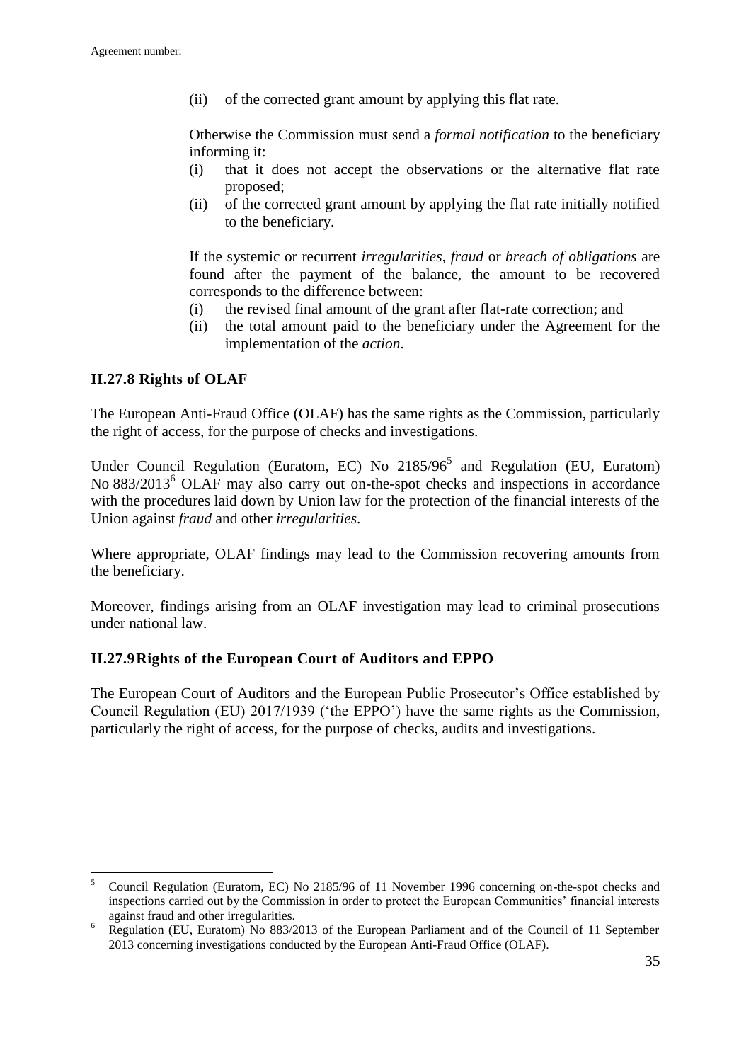(ii) of the corrected grant amount by applying this flat rate.

Otherwise the Commission must send a *formal notification* to the beneficiary informing it:

(i) that it does not accept the observations or the alternative flat rate proposed;

(ii) of the corrected grant amount by applying the flat rate initially notified to the beneficiary.

If the systemic or recurrent *irregularities*, *fraud* or *breach of obligations* are found after the payment of the balance, the amount to be recovered corresponds to the difference between:

(i) the revised final amount of the grant after flat-rate correction; and

(ii) the total amount paid to the beneficiary under the Agreement for the implementation of the *action*.

### II.27.8 Rights of OLAF

The European Anti-Fraud Office (OLAF) has the same rights as the Commission, particularly the right of access, for the purpose of checks and investigations.

Under Council Regulation (Euratom, EC) No 2185/96[5] and Regulation (EU, Euratom) No 883/2013[6] OLAF may also carry out on-the-spot checks and inspections in accordance with the procedures laid down by Union law for the protection of the financial interests of the Union against *fraud* and other *irregularities*.

Where appropriate, OLAF findings may lead to the Commission recovering amounts from the beneficiary.

Moreover, findings arising from an OLAF investigation may lead to criminal prosecutions under national law.

### II.27.9 Rights of the European Court of Auditors and EPPO

The European Court of Auditors and the European Public Prosecutor's Office established by Council Regulation (EU) 2017/1939 ('the EPPO') have the same rights as the Commission, particularly the right of access, for the purpose of checks, audits and investigations.

---

[5] Council Regulation (Euratom, EC) No 2185/96 of 11 November 1996 concerning on-the-spot checks and inspections carried out by the Commission in order to protect the European Communities' financial interests against fraud and other irregularities.

[6] Regulation (EU, Euratom) No 883/2013 of the European Parliament and of the Council of 11 September 2013 concerning investigations conducted by the European Anti-Fraud Office (OLAF).